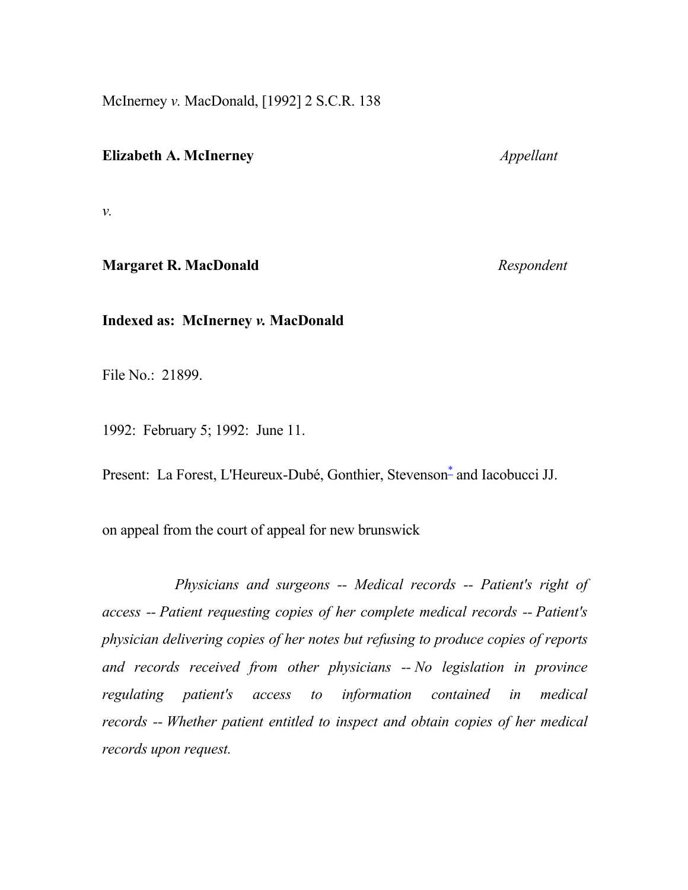McInerney *v.* MacDonald, [1992] 2 S.C.R. 138

**Elizabeth A. McInerney** *Appellant*

*v.*

**Margaret R. MacDonald** *Respondent*

**Indexed as: McInerney *v.* MacDonald**

File No.: 21899.

1992: February 5; 1992: June 11.

Present: La Forest, L'Heureux-Dubé, Gonthier, Stevenson* and Iacobucci JJ.

on appeal from the court of appeal for new brunswick

*Physicians and surgeons -- Medical records -- Patient's right of access -- Patient requesting copies of her complete medical records -- Patient's physician delivering copies of her notes but refusing to produce copies of reports and records received from other physicians -- No legislation in province regulating patient's access to information contained in medical records -- Whether patient entitled to inspect and obtain copies of her medical records upon request.*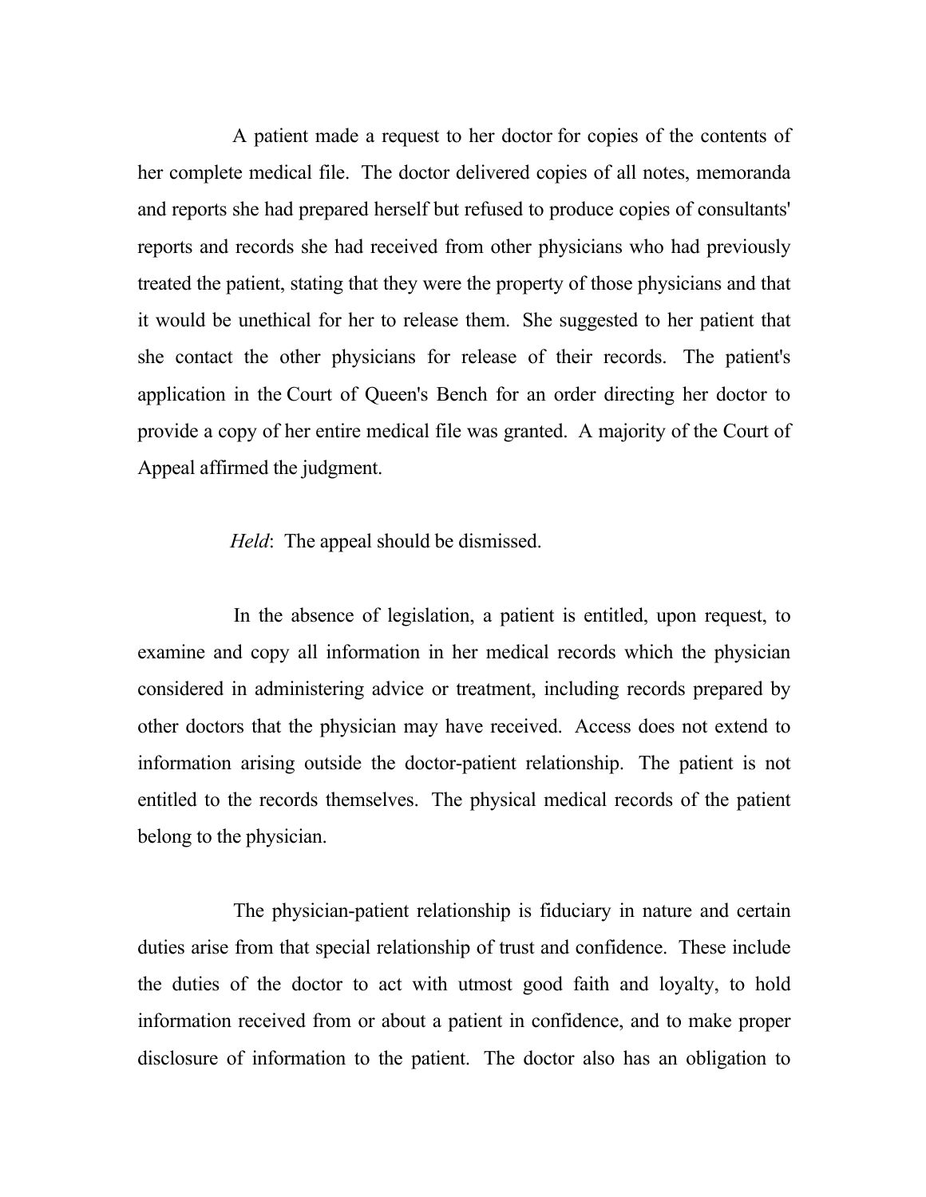A patient made a request to her doctor for copies of the contents of her complete medical file. The doctor delivered copies of all notes, memoranda and reports she had prepared herself but refused to produce copies of consultants' reports and records she had received from other physicians who had previously treated the patient, stating that they were the property of those physicians and that it would be unethical for her to release them. She suggested to her patient that she contact the other physicians for release of their records. The patient's application in the Court of Queen's Bench for an order directing her doctor to provide a copy of her entire medical file was granted. A majority of the Court of Appeal affirmed the judgment.

*Held*: The appeal should be dismissed.

In the absence of legislation, a patient is entitled, upon request, to examine and copy all information in her medical records which the physician considered in administering advice or treatment, including records prepared by other doctors that the physician may have received. Access does not extend to information arising outside the doctor-patient relationship. The patient is not entitled to the records themselves. The physical medical records of the patient belong to the physician.

The physician-patient relationship is fiduciary in nature and certain duties arise from that special relationship of trust and confidence. These include the duties of the doctor to act with utmost good faith and loyalty, to hold information received from or about a patient in confidence, and to make proper disclosure of information to the patient. The doctor also has an obligation to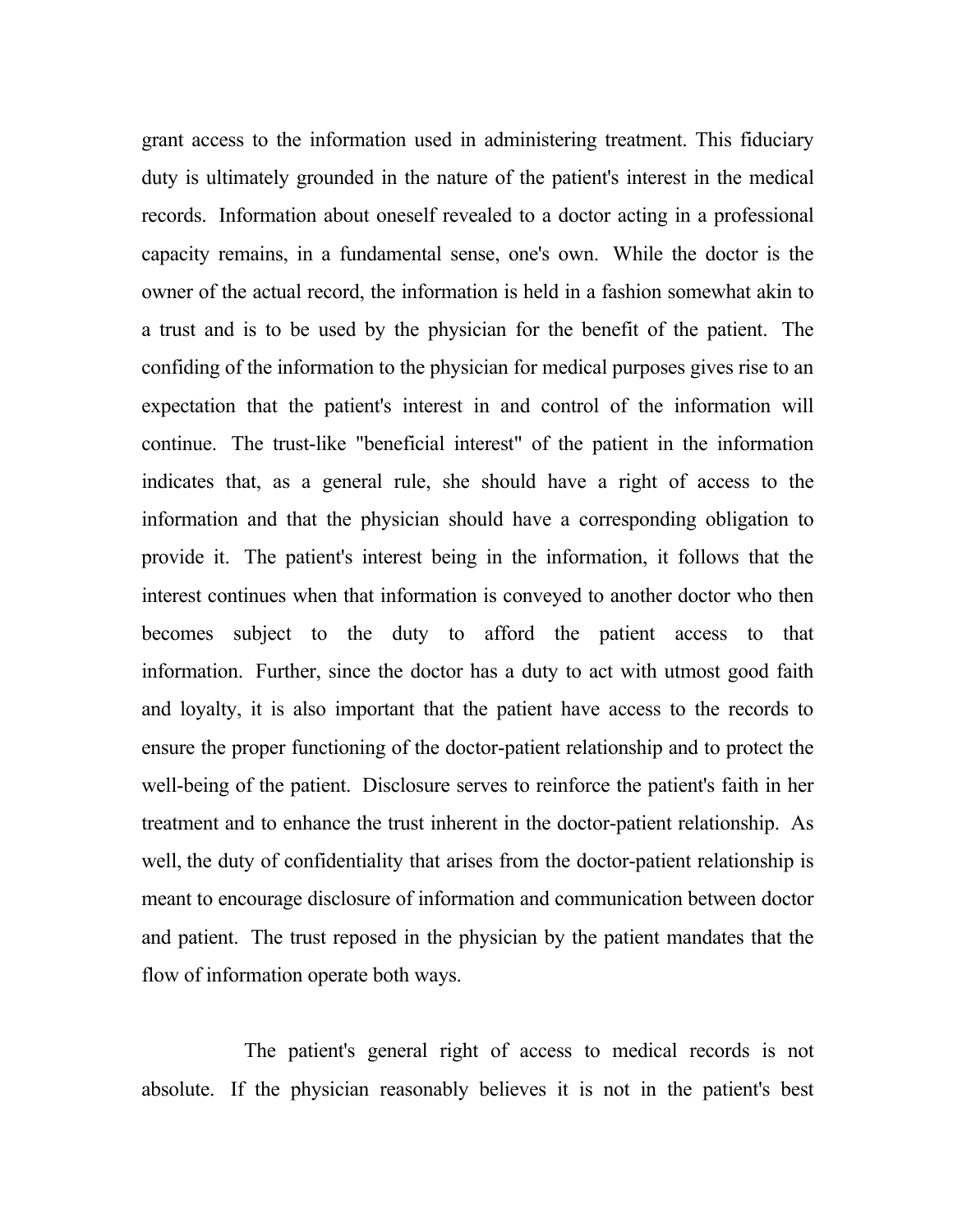grant access to the information used in administering treatment. This fiduciary duty is ultimately grounded in the nature of the patient's interest in the medical records. Information about oneself revealed to a doctor acting in a professional capacity remains, in a fundamental sense, one's own. While the doctor is the owner of the actual record, the information is held in a fashion somewhat akin to a trust and is to be used by the physician for the benefit of the patient. The confiding of the information to the physician for medical purposes gives rise to an expectation that the patient's interest in and control of the information will continue. The trust-like "beneficial interest" of the patient in the information indicates that, as a general rule, she should have a right of access to the information and that the physician should have a corresponding obligation to provide it. The patient's interest being in the information, it follows that the interest continues when that information is conveyed to another doctor who then becomes subject to the duty to afford the patient access to that information. Further, since the doctor has a duty to act with utmost good faith and loyalty, it is also important that the patient have access to the records to ensure the proper functioning of the doctor-patient relationship and to protect the well-being of the patient. Disclosure serves to reinforce the patient's faith in her treatment and to enhance the trust inherent in the doctor-patient relationship. As well, the duty of confidentiality that arises from the doctor-patient relationship is meant to encourage disclosure of information and communication between doctor and patient. The trust reposed in the physician by the patient mandates that the flow of information operate both ways.

The patient's general right of access to medical records is not absolute. If the physician reasonably believes it is not in the patient's best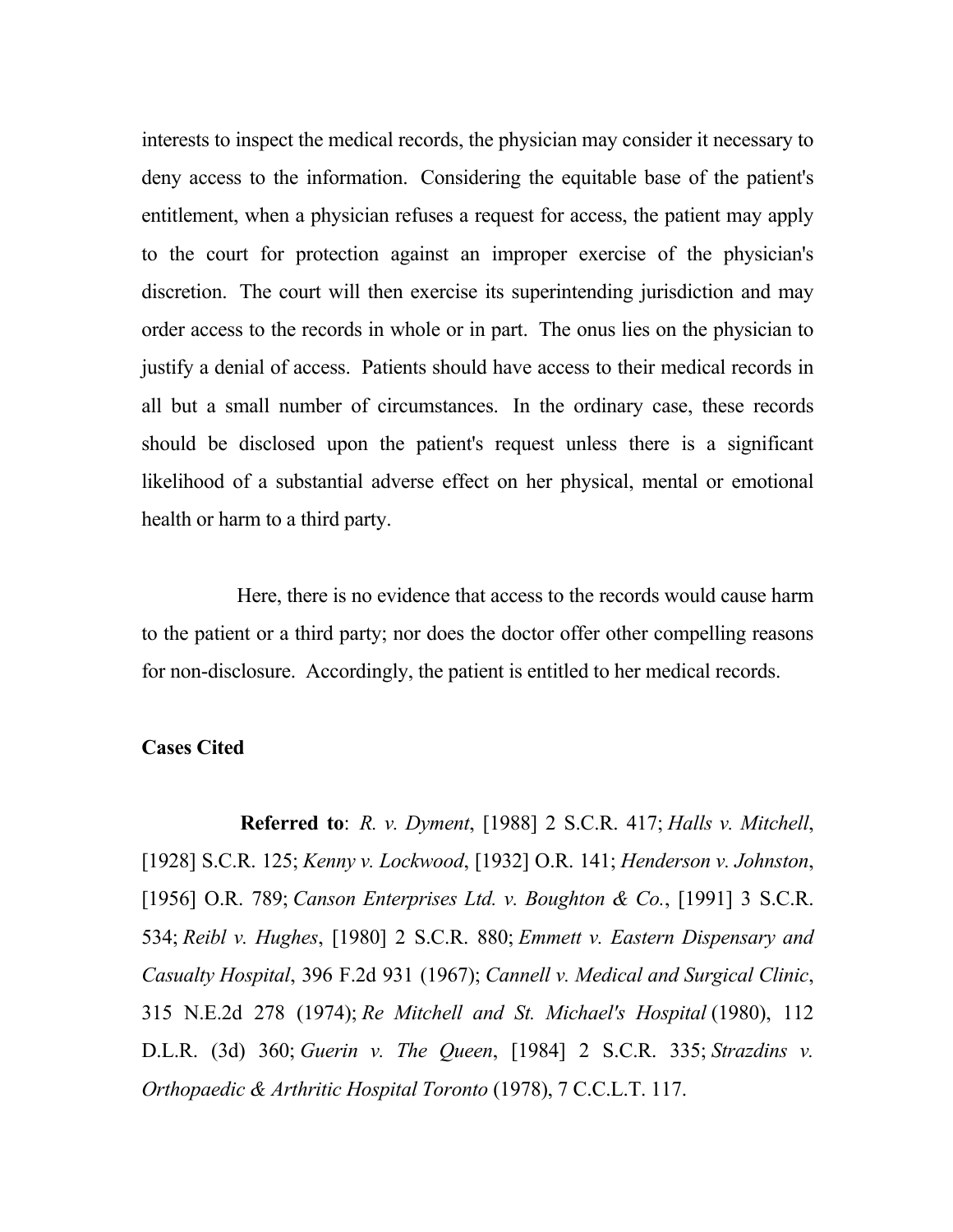interests to inspect the medical records, the physician may consider it necessary to deny access to the information. Considering the equitable base of the patient's entitlement, when a physician refuses a request for access, the patient may apply to the court for protection against an improper exercise of the physician's discretion. The court will then exercise its superintending jurisdiction and may order access to the records in whole or in part. The onus lies on the physician to justify a denial of access. Patients should have access to their medical records in all but a small number of circumstances. In the ordinary case, these records should be disclosed upon the patient's request unless there is a significant likelihood of a substantial adverse effect on her physical, mental or emotional health or harm to a third party.

Here, there is no evidence that access to the records would cause harm to the patient or a third party; nor does the doctor offer other compelling reasons for non-disclosure. Accordingly, the patient is entitled to her medical records.

**Cases Cited**

**Referred to**: *R. v. Dyment*, [1988] 2 S.C.R. 417; *Halls v. Mitchell*, [1928] S.C.R. 125; *Kenny v. Lockwood*, [1932] O.R. 141; *Henderson v. Johnston*, [1956] O.R. 789; *Canson Enterprises Ltd. v. Boughton & Co.*, [1991] 3 S.C.R. 534; *Reibl v. Hughes*, [1980] 2 S.C.R. 880; *Emmett v. Eastern Dispensary and Casualty Hospital*, 396 F.2d 931 (1967); *Cannell v. Medical and Surgical Clinic*, 315 N.E.2d 278 (1974); *Re Mitchell and St. Michael's Hospital* (1980), 112 D.L.R. (3d) 360; *Guerin v. The Queen*, [1984] 2 S.C.R. 335; *Strazdins v. Orthopaedic & Arthritic Hospital Toronto* (1978), 7 C.C.L.T. 117.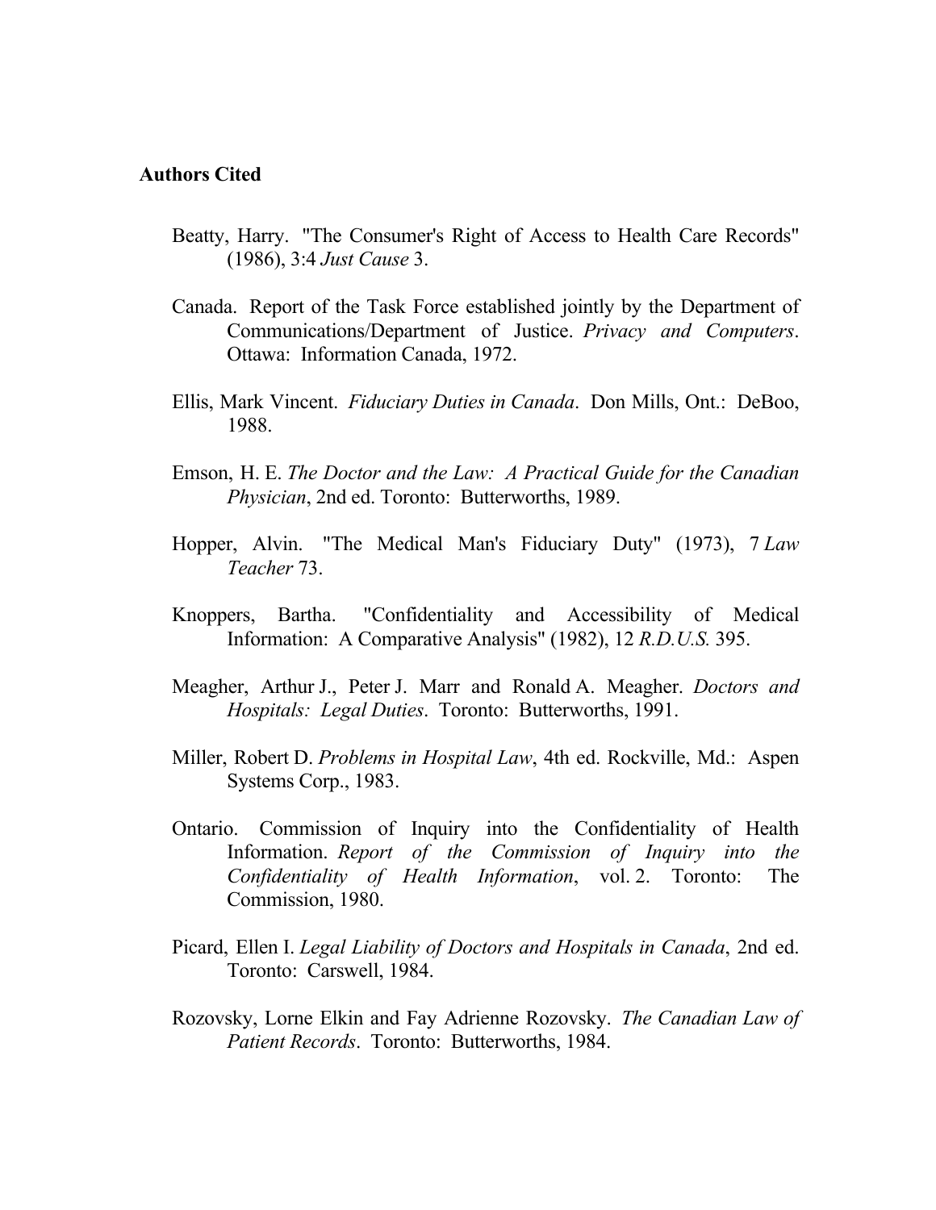**Authors Cited**

Beatty, Harry. "The Consumer's Right of Access to Health Care Records" (1986), 3:4 *Just Cause* 3.

Canada. Report of the Task Force established jointly by the Department of Communications/Department of Justice. *Privacy and Computers*. Ottawa: Information Canada, 1972.

Ellis, Mark Vincent. *Fiduciary Duties in Canada*. Don Mills, Ont.: DeBoo, 1988.

Emson, H. E. *The Doctor and the Law: A Practical Guide for the Canadian Physician*, 2nd ed. Toronto: Butterworths, 1989.

Hopper, Alvin. "The Medical Man's Fiduciary Duty" (1973), 7 *Law Teacher* 73.

Knoppers, Bartha. "Confidentiality and Accessibility of Medical Information: A Comparative Analysis" (1982), 12 *R.D.U.S.* 395.

Meagher, Arthur J., Peter J. Marr and Ronald A. Meagher. *Doctors and Hospitals: Legal Duties*. Toronto: Butterworths, 1991.

Miller, Robert D. *Problems in Hospital Law*, 4th ed. Rockville, Md.: Aspen Systems Corp., 1983.

Ontario. Commission of Inquiry into the Confidentiality of Health Information. *Report of the Commission of Inquiry into the Confidentiality of Health Information*, vol. 2. Toronto: The Commission, 1980.

Picard, Ellen I. *Legal Liability of Doctors and Hospitals in Canada*, 2nd ed. Toronto: Carswell, 1984.

Rozovsky, Lorne Elkin and Fay Adrienne Rozovsky. *The Canadian Law of Patient Records*. Toronto: Butterworths, 1984.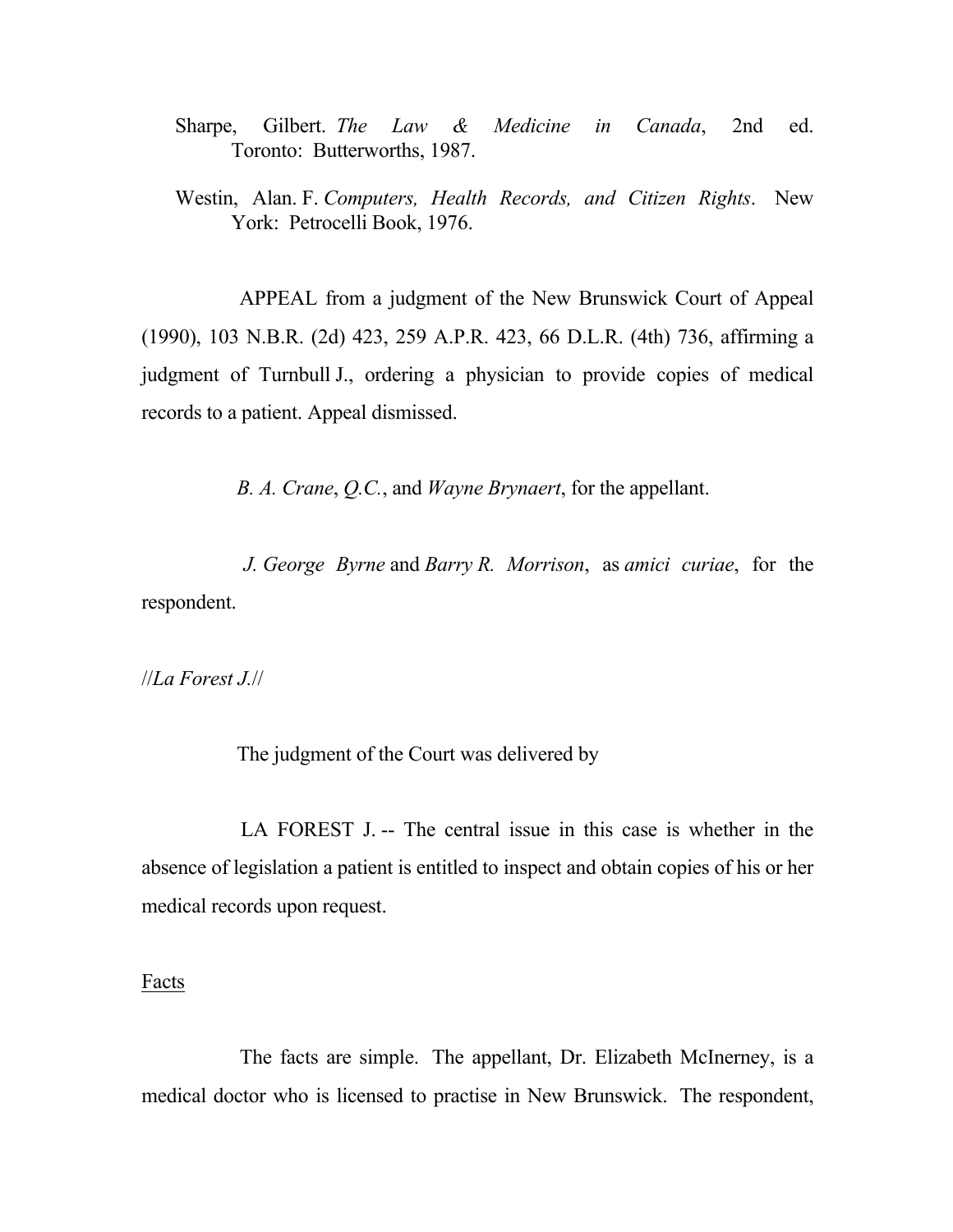Sharpe, Gilbert. *The Law & Medicine in Canada*, 2nd ed. Toronto: Butterworths, 1987.

Westin, Alan. F. *Computers, Health Records, and Citizen Rights*. New York: Petrocelli Book, 1976.

APPEAL from a judgment of the New Brunswick Court of Appeal (1990), 103 N.B.R. (2d) 423, 259 A.P.R. 423, 66 D.L.R. (4th) 736, affirming a judgment of Turnbull J., ordering a physician to provide copies of medical records to a patient. Appeal dismissed.

*B. A. Crane*, *Q.C.*, and *Wayne Brynaert*, for the appellant.

*J. George Byrne* and *Barry R. Morrison*, as *amici curiae*, for the respondent.

//*La Forest J.*//

The judgment of the Court was delivered by

LA FOREST J. -- The central issue in this case is whether in the absence of legislation a patient is entitled to inspect and obtain copies of his or her medical records upon request.

Facts

The facts are simple. The appellant, Dr. Elizabeth McInerney, is a medical doctor who is licensed to practise in New Brunswick. The respondent,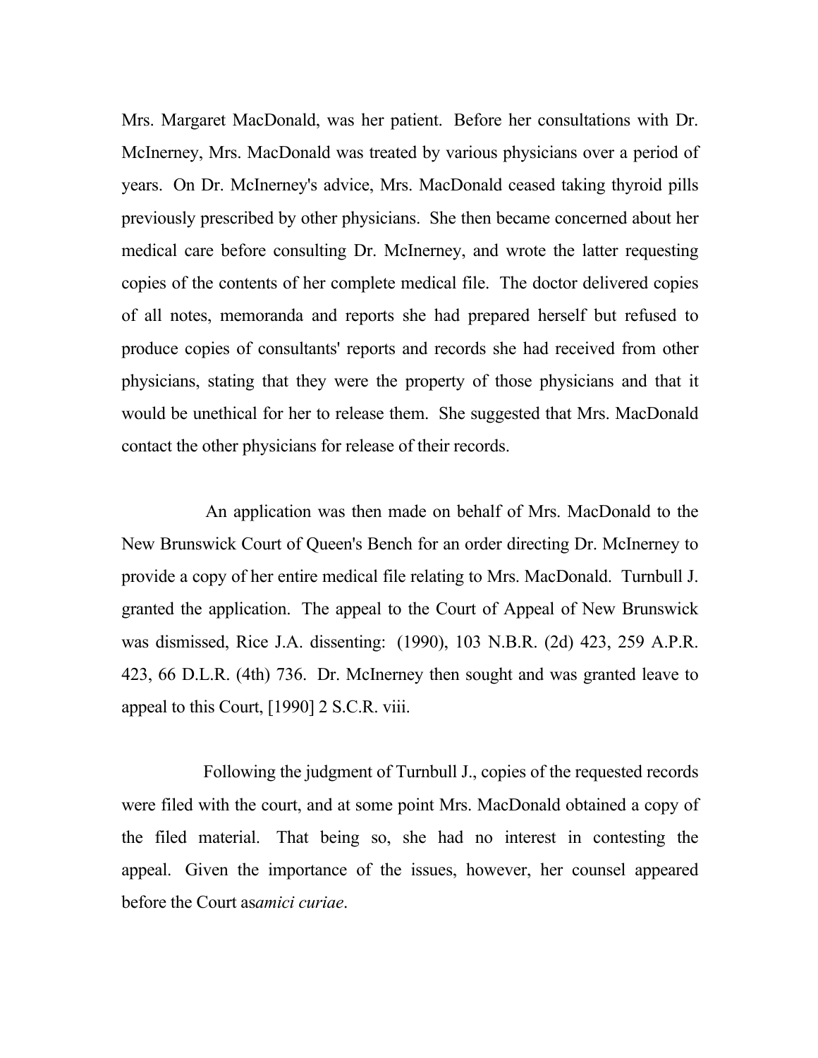Mrs. Margaret MacDonald, was her patient. Before her consultations with Dr. McInerney, Mrs. MacDonald was treated by various physicians over a period of years. On Dr. McInerney's advice, Mrs. MacDonald ceased taking thyroid pills previously prescribed by other physicians. She then became concerned about her medical care before consulting Dr. McInerney, and wrote the latter requesting copies of the contents of her complete medical file. The doctor delivered copies of all notes, memoranda and reports she had prepared herself but refused to produce copies of consultants' reports and records she had received from other physicians, stating that they were the property of those physicians and that it would be unethical for her to release them. She suggested that Mrs. MacDonald contact the other physicians for release of their records.

An application was then made on behalf of Mrs. MacDonald to the New Brunswick Court of Queen's Bench for an order directing Dr. McInerney to provide a copy of her entire medical file relating to Mrs. MacDonald. Turnbull J. granted the application. The appeal to the Court of Appeal of New Brunswick was dismissed, Rice J.A. dissenting: (1990), 103 N.B.R. (2d) 423, 259 A.P.R. 423, 66 D.L.R. (4th) 736. Dr. McInerney then sought and was granted leave to appeal to this Court, [1990] 2 S.C.R. viii.

Following the judgment of Turnbull J., copies of the requested records were filed with the court, and at some point Mrs. MacDonald obtained a copy of the filed material. That being so, she had no interest in contesting the appeal. Given the importance of the issues, however, her counsel appeared before the Court as *amici curiae*.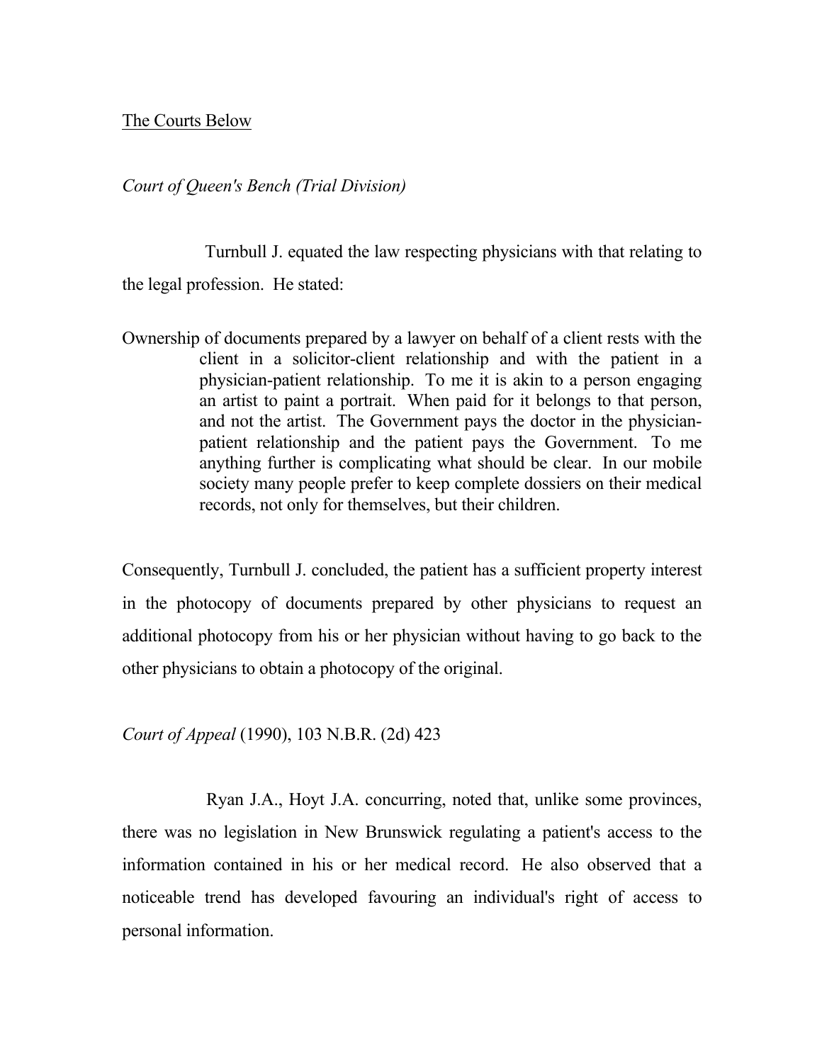The Courts Below

*Court of Queen's Bench (Trial Division)*

Turnbull J. equated the law respecting physicians with that relating to the legal profession. He stated:

> Ownership of documents prepared by a lawyer on behalf of a client rests with the client in a solicitor-client relationship and with the patient in a physician-patient relationship. To me it is akin to a person engaging an artist to paint a portrait. When paid for it belongs to that person, and not the artist. The Government pays the doctor in the physician-patient relationship and the patient pays the Government. To me anything further is complicating what should be clear. In our mobile society many people prefer to keep complete dossiers on their medical records, not only for themselves, but their children.

Consequently, Turnbull J. concluded, the patient has a sufficient property interest in the photocopy of documents prepared by other physicians to request an additional photocopy from his or her physician without having to go back to the other physicians to obtain a photocopy of the original.

*Court of Appeal* (1990), 103 N.B.R. (2d) 423

Ryan J.A., Hoyt J.A. concurring, noted that, unlike some provinces, there was no legislation in New Brunswick regulating a patient's access to the information contained in his or her medical record. He also observed that a noticeable trend has developed favouring an individual's right of access to personal information.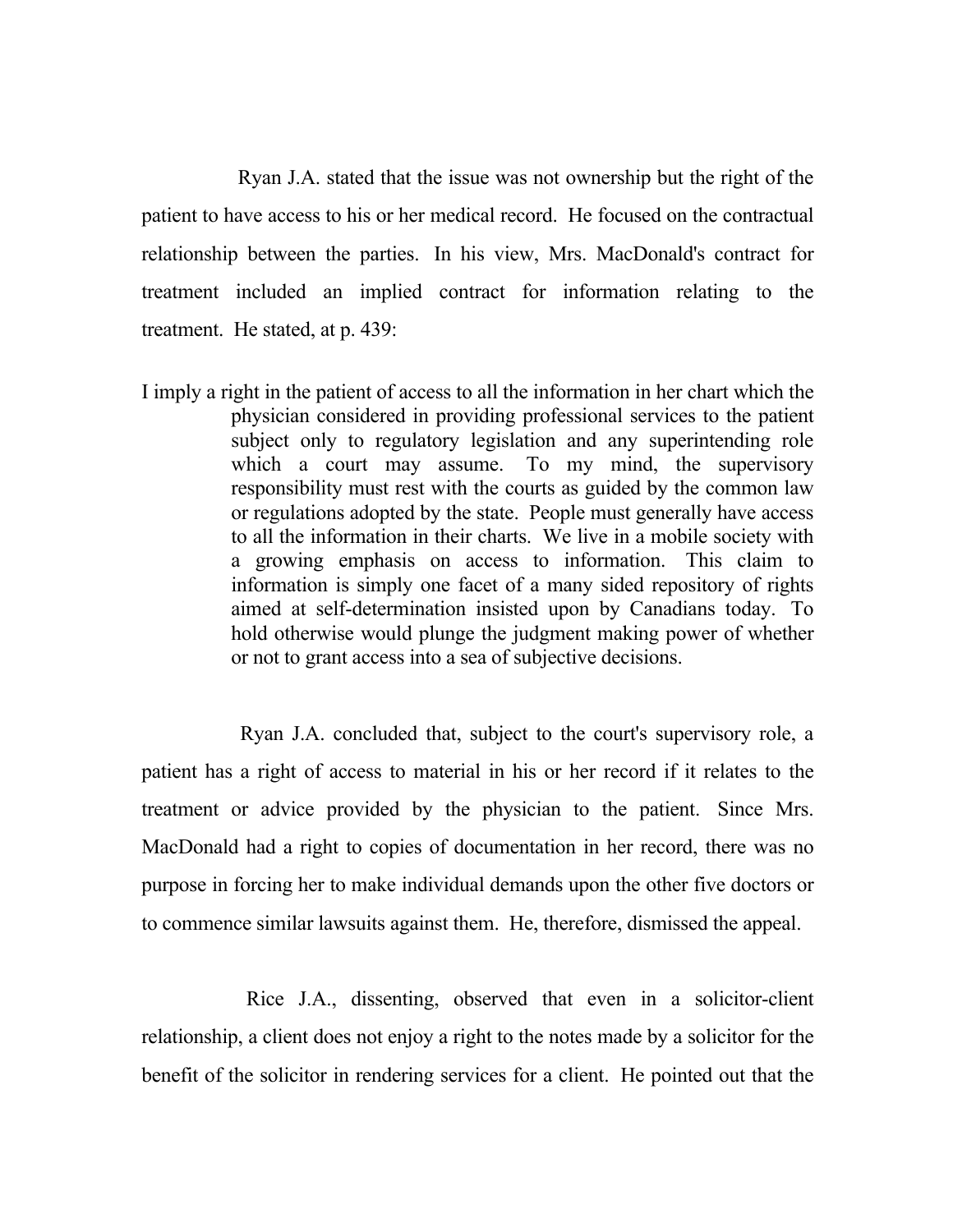Ryan J.A. stated that the issue was not ownership but the right of the patient to have access to his or her medical record. He focused on the contractual relationship between the parties. In his view, Mrs. MacDonald's contract for treatment included an implied contract for information relating to the treatment. He stated, at p. 439:

> I imply a right in the patient of access to all the information in her chart which the physician considered in providing professional services to the patient subject only to regulatory legislation and any superintending role which a court may assume. To my mind, the supervisory responsibility must rest with the courts as guided by the common law or regulations adopted by the state. People must generally have access to all the information in their charts. We live in a mobile society with a growing emphasis on access to information. This claim to information is simply one facet of a many sided repository of rights aimed at self-determination insisted upon by Canadians today. To hold otherwise would plunge the judgment making power of whether or not to grant access into a sea of subjective decisions.

Ryan J.A. concluded that, subject to the court's supervisory role, a patient has a right of access to material in his or her record if it relates to the treatment or advice provided by the physician to the patient. Since Mrs. MacDonald had a right to copies of documentation in her record, there was no purpose in forcing her to make individual demands upon the other five doctors or to commence similar lawsuits against them. He, therefore, dismissed the appeal.

Rice J.A., dissenting, observed that even in a solicitor-client relationship, a client does not enjoy a right to the notes made by a solicitor for the benefit of the solicitor in rendering services for a client. He pointed out that the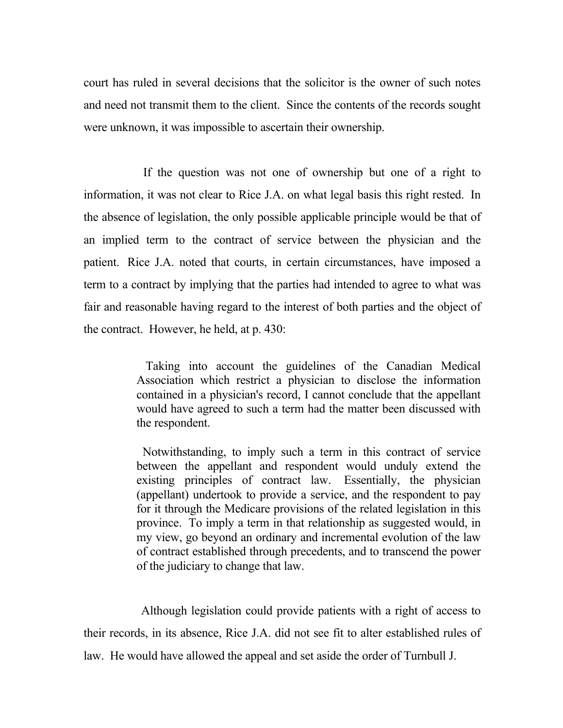court has ruled in several decisions that the solicitor is the owner of such notes and need not transmit them to the client. Since the contents of the records sought were unknown, it was impossible to ascertain their ownership.

If the question was not one of ownership but one of a right to information, it was not clear to Rice J.A. on what legal basis this right rested. In the absence of legislation, the only possible applicable principle would be that of an implied term to the contract of service between the physician and the patient. Rice J.A. noted that courts, in certain circumstances, have imposed a term to a contract by implying that the parties had intended to agree to what was fair and reasonable having regard to the interest of both parties and the object of the contract. However, he held, at p. 430:

> Taking into account the guidelines of the Canadian Medical Association which restrict a physician to disclose the information contained in a physician's record, I cannot conclude that the appellant would have agreed to such a term had the matter been discussed with the respondent.
>
> Notwithstanding, to imply such a term in this contract of service between the appellant and respondent would unduly extend the existing principles of contract law. Essentially, the physician (appellant) undertook to provide a service, and the respondent to pay for it through the Medicare provisions of the related legislation in this province. To imply a term in that relationship as suggested would, in my view, go beyond an ordinary and incremental evolution of the law of contract established through precedents, and to transcend the power of the judiciary to change that law.

Although legislation could provide patients with a right of access to their records, in its absence, Rice J.A. did not see fit to alter established rules of law. He would have allowed the appeal and set aside the order of Turnbull J.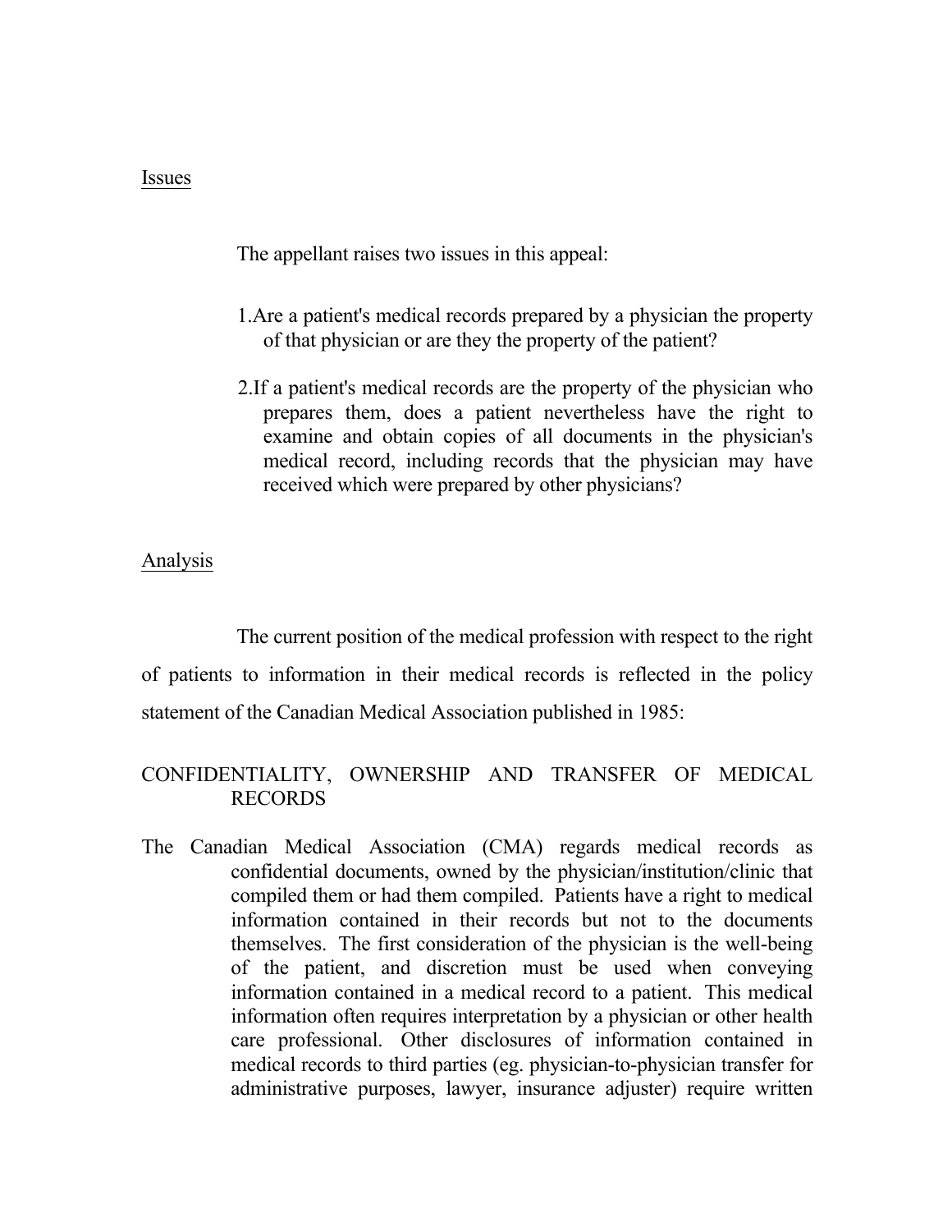<u>Issues</u>

The appellant raises two issues in this appeal:

1. Are a patient's medical records prepared by a physician the property of that physician or are they the property of the patient?

2. If a patient's medical records are the property of the physician who prepares them, does a patient nevertheless have the right to examine and obtain copies of all documents in the physician's medical record, including records that the physician may have received which were prepared by other physicians?

<u>Analysis</u>

The current position of the medical profession with respect to the right of patients to information in their medical records is reflected in the policy statement of the Canadian Medical Association published in 1985:

CONFIDENTIALITY, OWNERSHIP AND TRANSFER OF MEDICAL RECORDS

The Canadian Medical Association (CMA) regards medical records as confidential documents, owned by the physician/institution/clinic that compiled them or had them compiled. Patients have a right to medical information contained in their records but not to the documents themselves. The first consideration of the physician is the well-being of the patient, and discretion must be used when conveying information contained in a medical record to a patient. This medical information often requires interpretation by a physician or other health care professional. Other disclosures of information contained in medical records to third parties (eg. physician-to-physician transfer for administrative purposes, lawyer, insurance adjuster) require written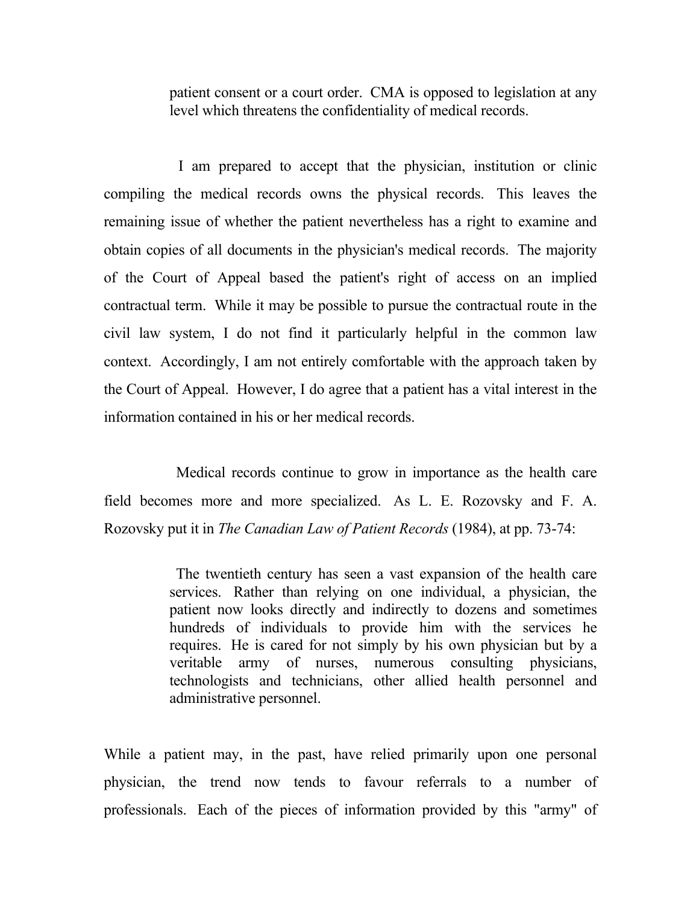> patient consent or a court order. CMA is opposed to legislation at any level which threatens the confidentiality of medical records.

I am prepared to accept that the physician, institution or clinic compiling the medical records owns the physical records. This leaves the remaining issue of whether the patient nevertheless has a right to examine and obtain copies of all documents in the physician's medical records. The majority of the Court of Appeal based the patient's right of access on an implied contractual term. While it may be possible to pursue the contractual route in the civil law system, I do not find it particularly helpful in the common law context. Accordingly, I am not entirely comfortable with the approach taken by the Court of Appeal. However, I do agree that a patient has a vital interest in the information contained in his or her medical records.

Medical records continue to grow in importance as the health care field becomes more and more specialized. As L. E. Rozovsky and F. A. Rozovsky put it in *The Canadian Law of Patient Records* (1984), at pp. 73-74:

> The twentieth century has seen a vast expansion of the health care services. Rather than relying on one individual, a physician, the patient now looks directly and indirectly to dozens and sometimes hundreds of individuals to provide him with the services he requires. He is cared for not simply by his own physician but by a veritable army of nurses, numerous consulting physicians, technologists and technicians, other allied health personnel and administrative personnel.

While a patient may, in the past, have relied primarily upon one personal physician, the trend now tends to favour referrals to a number of professionals. Each of the pieces of information provided by this "army" of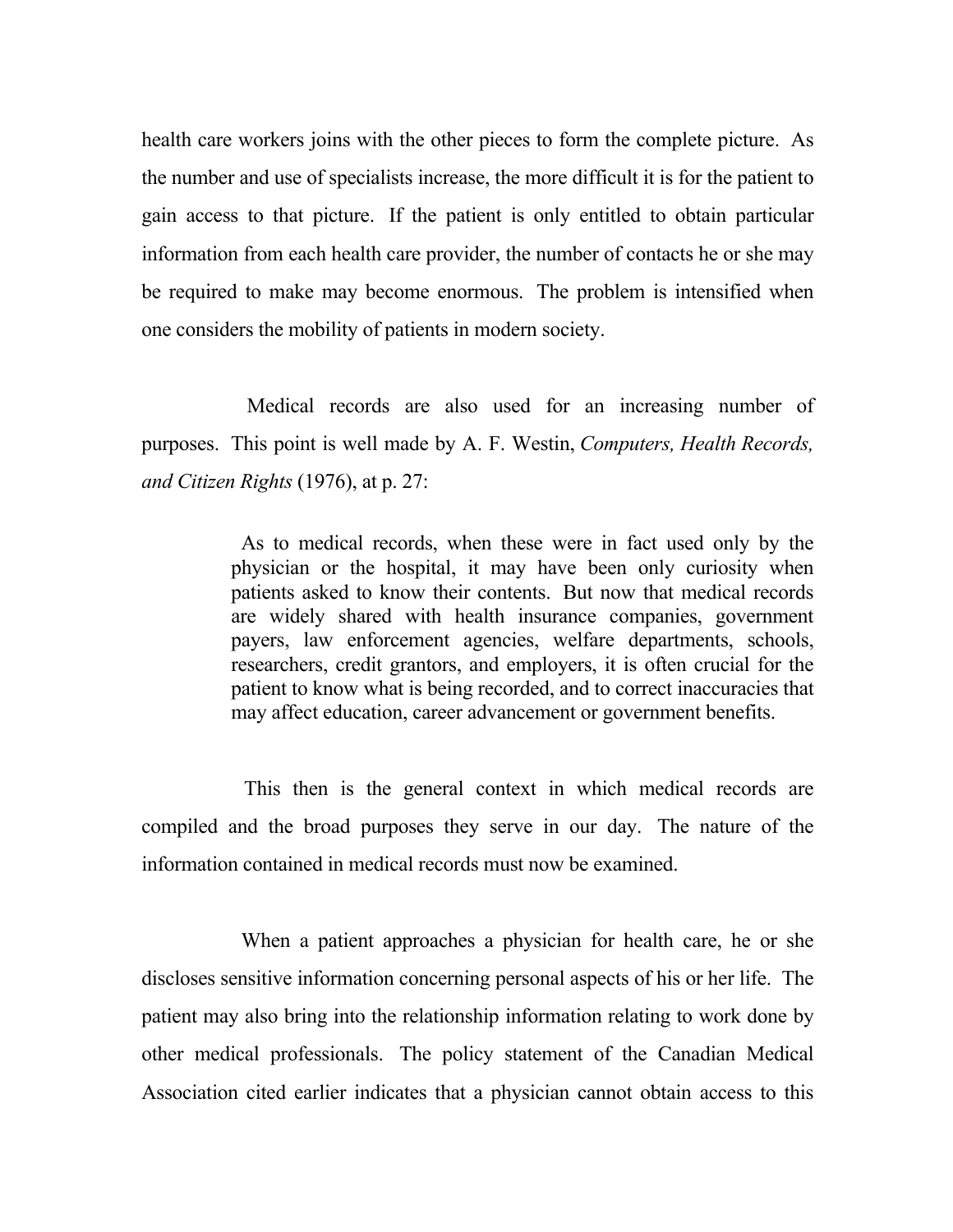health care workers joins with the other pieces to form the complete picture. As the number and use of specialists increase, the more difficult it is for the patient to gain access to that picture. If the patient is only entitled to obtain particular information from each health care provider, the number of contacts he or she may be required to make may become enormous. The problem is intensified when one considers the mobility of patients in modern society.

Medical records are also used for an increasing number of purposes. This point is well made by A. F. Westin, *Computers, Health Records, and Citizen Rights* (1976), at p. 27:

> As to medical records, when these were in fact used only by the physician or the hospital, it may have been only curiosity when patients asked to know their contents. But now that medical records are widely shared with health insurance companies, government payers, law enforcement agencies, welfare departments, schools, researchers, credit grantors, and employers, it is often crucial for the patient to know what is being recorded, and to correct inaccuracies that may affect education, career advancement or government benefits.

This then is the general context in which medical records are compiled and the broad purposes they serve in our day. The nature of the information contained in medical records must now be examined.

When a patient approaches a physician for health care, he or she discloses sensitive information concerning personal aspects of his or her life. The patient may also bring into the relationship information relating to work done by other medical professionals. The policy statement of the Canadian Medical Association cited earlier indicates that a physician cannot obtain access to this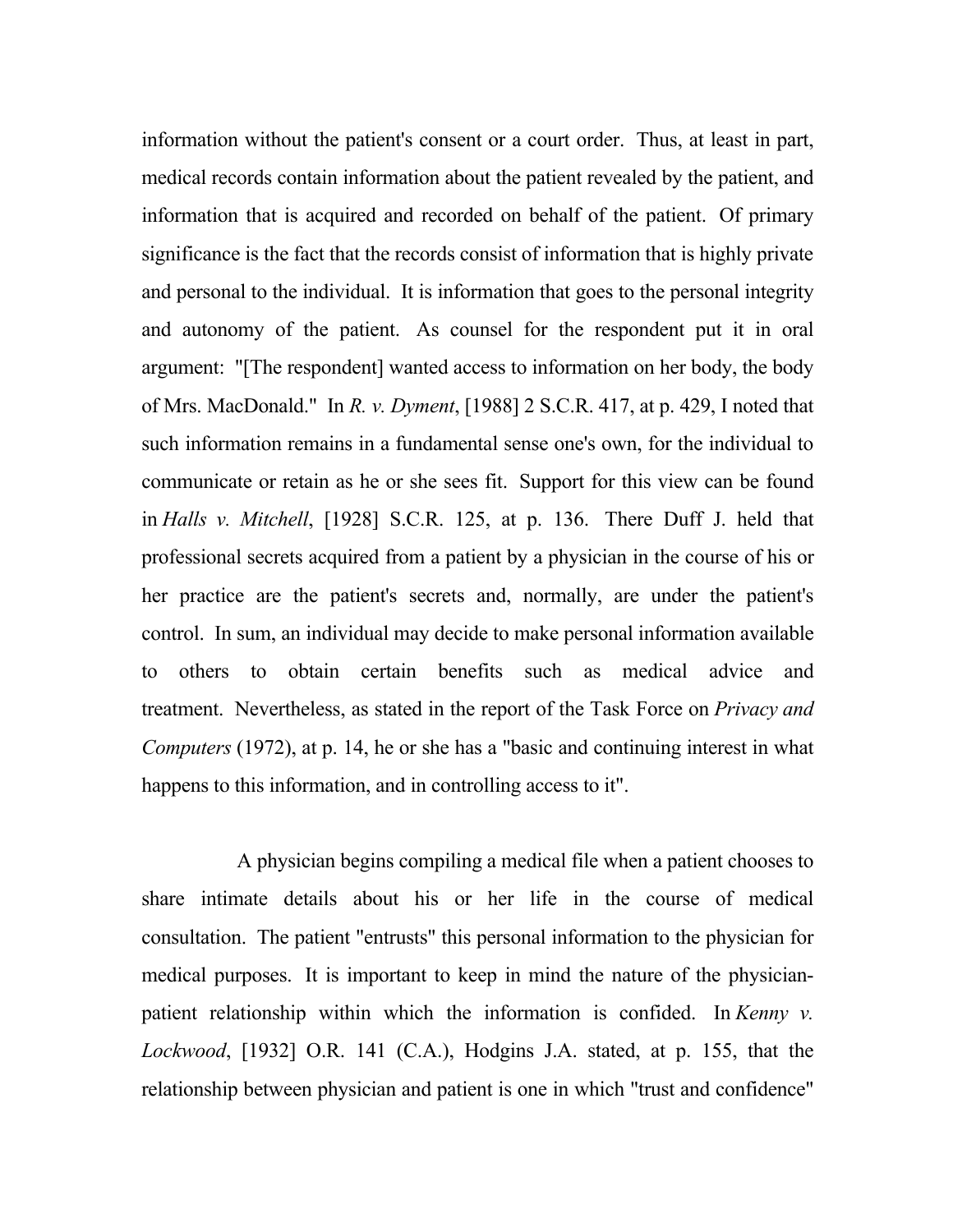information without the patient's consent or a court order. Thus, at least in part, medical records contain information about the patient revealed by the patient, and information that is acquired and recorded on behalf of the patient. Of primary significance is the fact that the records consist of information that is highly private and personal to the individual. It is information that goes to the personal integrity and autonomy of the patient. As counsel for the respondent put it in oral argument: "[The respondent] wanted access to information on her body, the body of Mrs. MacDonald." In *R. v. Dyment*, [1988] 2 S.C.R. 417, at p. 429, I noted that such information remains in a fundamental sense one's own, for the individual to communicate or retain as he or she sees fit. Support for this view can be found in *Halls v. Mitchell*, [1928] S.C.R. 125, at p. 136. There Duff J. held that professional secrets acquired from a patient by a physician in the course of his or her practice are the patient's secrets and, normally, are under the patient's control. In sum, an individual may decide to make personal information available to others to obtain certain benefits such as medical advice and treatment. Nevertheless, as stated in the report of the Task Force on *Privacy and Computers* (1972), at p. 14, he or she has a "basic and continuing interest in what happens to this information, and in controlling access to it".

A physician begins compiling a medical file when a patient chooses to share intimate details about his or her life in the course of medical consultation. The patient "entrusts" this personal information to the physician for medical purposes. It is important to keep in mind the nature of the physician-patient relationship within which the information is confided. In *Kenny v. Lockwood*, [1932] O.R. 141 (C.A.), Hodgins J.A. stated, at p. 155, that the relationship between physician and patient is one in which "trust and confidence"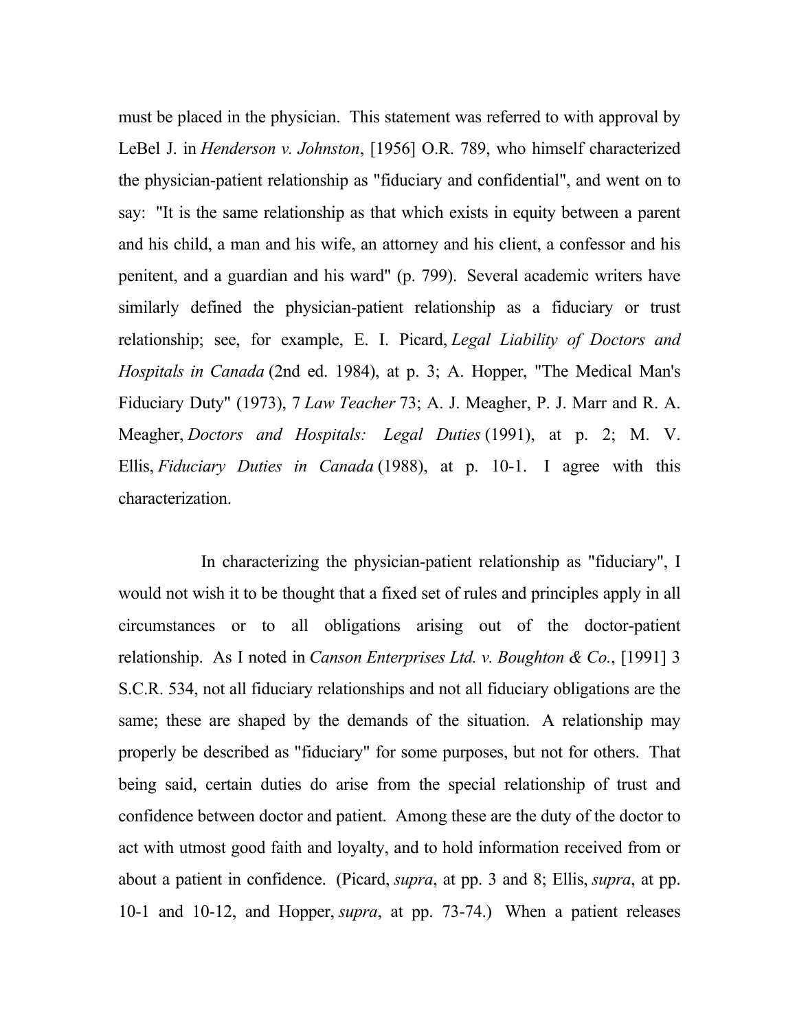must be placed in the physician. This statement was referred to with approval by LeBel J. in *Henderson v. Johnston*, [1956] O.R. 789, who himself characterized the physician-patient relationship as "fiduciary and confidential", and went on to say: "It is the same relationship as that which exists in equity between a parent and his child, a man and his wife, an attorney and his client, a confessor and his penitent, and a guardian and his ward" (p. 799). Several academic writers have similarly defined the physician-patient relationship as a fiduciary or trust relationship; see, for example, E. I. Picard, *Legal Liability of Doctors and Hospitals in Canada* (2nd ed. 1984), at p. 3; A. Hopper, "The Medical Man's Fiduciary Duty" (1973), 7 *Law Teacher* 73; A. J. Meagher, P. J. Marr and R. A. Meagher, *Doctors and Hospitals: Legal Duties* (1991), at p. 2; M. V. Ellis, *Fiduciary Duties in Canada* (1988), at p. 10-1. I agree with this characterization.

In characterizing the physician-patient relationship as "fiduciary", I would not wish it to be thought that a fixed set of rules and principles apply in all circumstances or to all obligations arising out of the doctor-patient relationship. As I noted in *Canson Enterprises Ltd. v. Boughton & Co.*, [1991] 3 S.C.R. 534, not all fiduciary relationships and not all fiduciary obligations are the same; these are shaped by the demands of the situation. A relationship may properly be described as "fiduciary" for some purposes, but not for others. That being said, certain duties do arise from the special relationship of trust and confidence between doctor and patient. Among these are the duty of the doctor to act with utmost good faith and loyalty, and to hold information received from or about a patient in confidence. (Picard, *supra*, at pp. 3 and 8; Ellis, *supra*, at pp. 10-1 and 10-12, and Hopper, *supra*, at pp. 73-74.) When a patient releases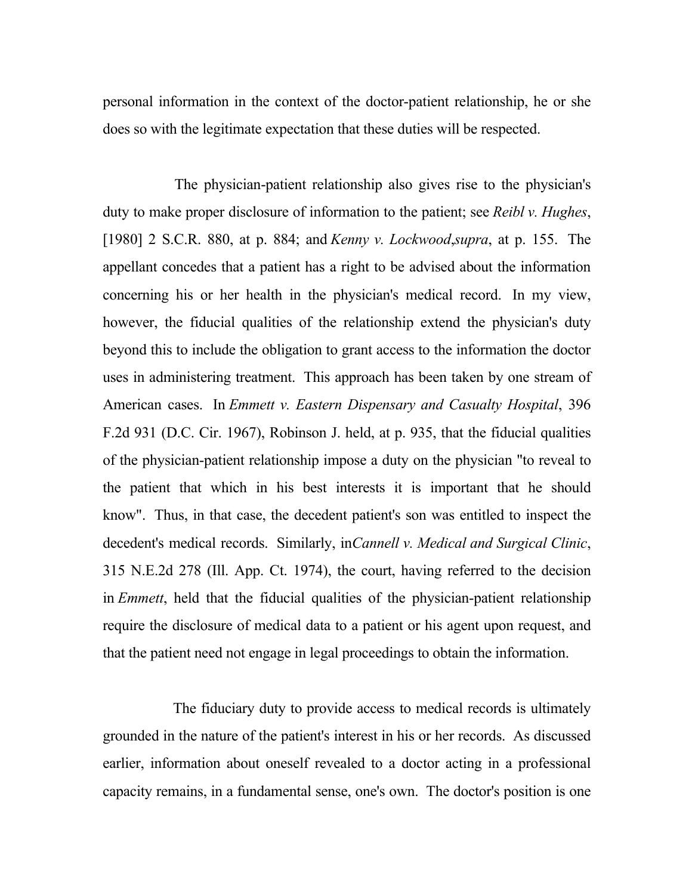personal information in the context of the doctor-patient relationship, he or she does so with the legitimate expectation that these duties will be respected.

The physician-patient relationship also gives rise to the physician's duty to make proper disclosure of information to the patient; see *Reibl v. Hughes*, [1980] 2 S.C.R. 880, at p. 884; and *Kenny v. Lockwood*,*supra*, at p. 155. The appellant concedes that a patient has a right to be advised about the information concerning his or her health in the physician's medical record. In my view, however, the fiducial qualities of the relationship extend the physician's duty beyond this to include the obligation to grant access to the information the doctor uses in administering treatment. This approach has been taken by one stream of American cases. In *Emmett v. Eastern Dispensary and Casualty Hospital*, 396 F.2d 931 (D.C. Cir. 1967), Robinson J. held, at p. 935, that the fiducial qualities of the physician-patient relationship impose a duty on the physician "to reveal to the patient that which in his best interests it is important that he should know". Thus, in that case, the decedent patient's son was entitled to inspect the decedent's medical records. Similarly, in*Cannell v. Medical and Surgical Clinic*, 315 N.E.2d 278 (Ill. App. Ct. 1974), the court, having referred to the decision in *Emmett*, held that the fiducial qualities of the physician-patient relationship require the disclosure of medical data to a patient or his agent upon request, and that the patient need not engage in legal proceedings to obtain the information.

The fiduciary duty to provide access to medical records is ultimately grounded in the nature of the patient's interest in his or her records. As discussed earlier, information about oneself revealed to a doctor acting in a professional capacity remains, in a fundamental sense, one's own. The doctor's position is one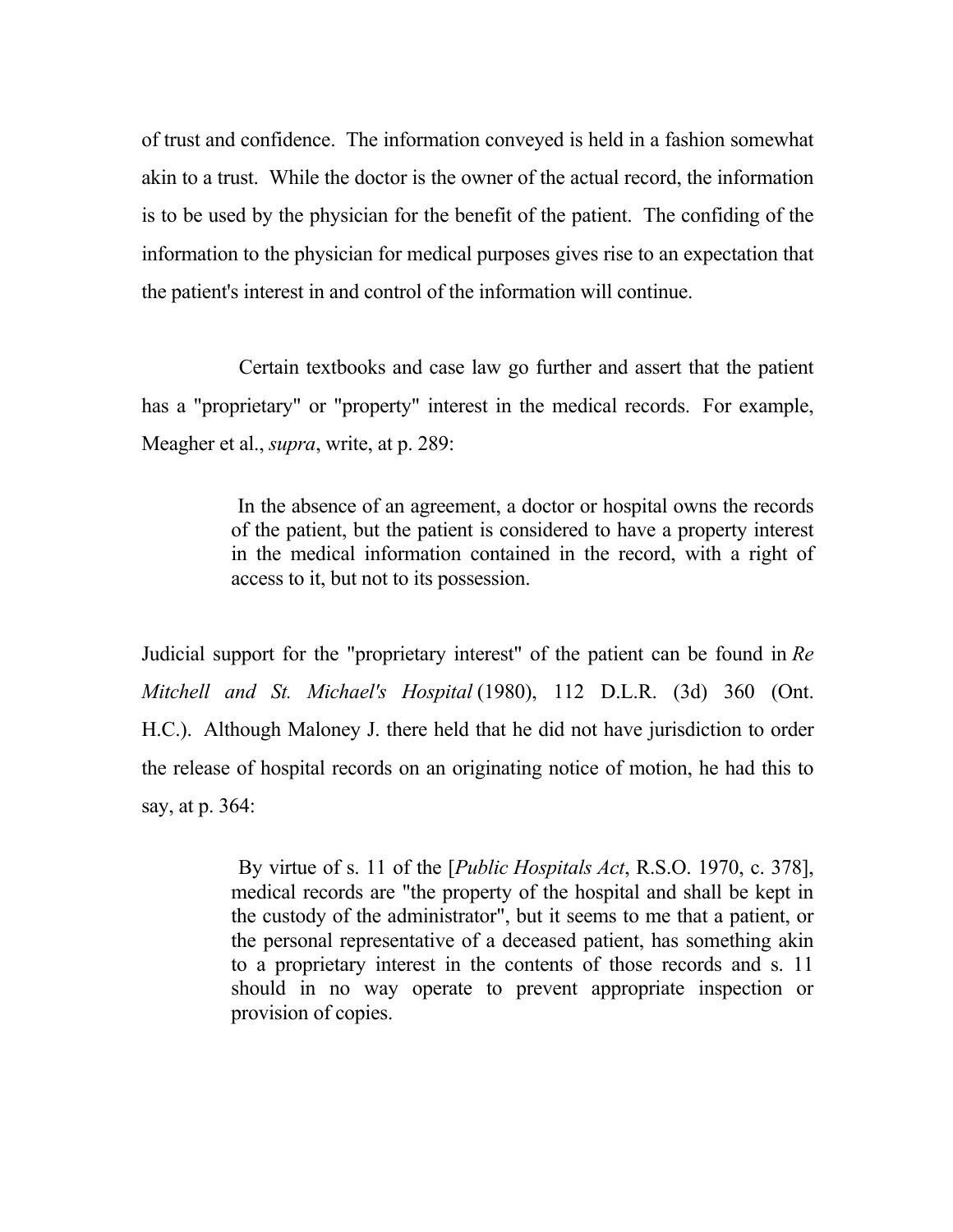of trust and confidence. The information conveyed is held in a fashion somewhat akin to a trust. While the doctor is the owner of the actual record, the information is to be used by the physician for the benefit of the patient. The confiding of the information to the physician for medical purposes gives rise to an expectation that the patient's interest in and control of the information will continue.

Certain textbooks and case law go further and assert that the patient has a "proprietary" or "property" interest in the medical records. For example, Meagher et al., *supra*, write, at p. 289:

> In the absence of an agreement, a doctor or hospital owns the records of the patient, but the patient is considered to have a property interest in the medical information contained in the record, with a right of access to it, but not to its possession.

Judicial support for the "proprietary interest" of the patient can be found in *Re Mitchell and St. Michael's Hospital* (1980), 112 D.L.R. (3d) 360 (Ont. H.C.). Although Maloney J. there held that he did not have jurisdiction to order the release of hospital records on an originating notice of motion, he had this to say, at p. 364:

> By virtue of s. 11 of the [*Public Hospitals Act*, R.S.O. 1970, c. 378], medical records are "the property of the hospital and shall be kept in the custody of the administrator", but it seems to me that a patient, or the personal representative of a deceased patient, has something akin to a proprietary interest in the contents of those records and s. 11 should in no way operate to prevent appropriate inspection or provision of copies.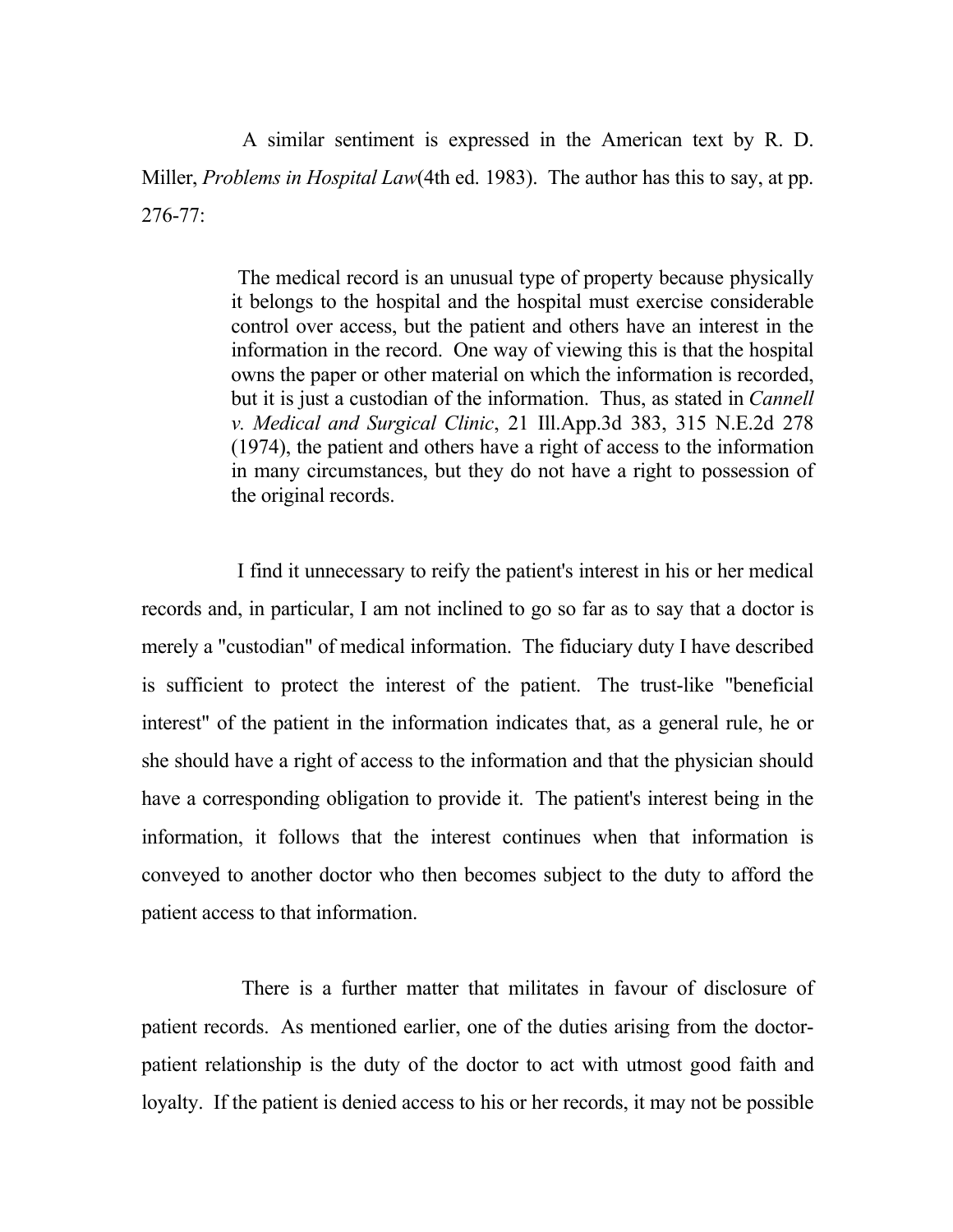A similar sentiment is expressed in the American text by R. D. Miller, *Problems in Hospital Law*(4th ed. 1983). The author has this to say, at pp. 276-77:

> The medical record is an unusual type of property because physically it belongs to the hospital and the hospital must exercise considerable control over access, but the patient and others have an interest in the information in the record. One way of viewing this is that the hospital owns the paper or other material on which the information is recorded, but it is just a custodian of the information. Thus, as stated in *Cannell v. Medical and Surgical Clinic*, 21 Ill.App.3d 383, 315 N.E.2d 278 (1974), the patient and others have a right of access to the information in many circumstances, but they do not have a right to possession of the original records.

I find it unnecessary to reify the patient's interest in his or her medical records and, in particular, I am not inclined to go so far as to say that a doctor is merely a "custodian" of medical information. The fiduciary duty I have described is sufficient to protect the interest of the patient. The trust-like "beneficial interest" of the patient in the information indicates that, as a general rule, he or she should have a right of access to the information and that the physician should have a corresponding obligation to provide it. The patient's interest being in the information, it follows that the interest continues when that information is conveyed to another doctor who then becomes subject to the duty to afford the patient access to that information.

There is a further matter that militates in favour of disclosure of patient records. As mentioned earlier, one of the duties arising from the doctor-patient relationship is the duty of the doctor to act with utmost good faith and loyalty. If the patient is denied access to his or her records, it may not be possible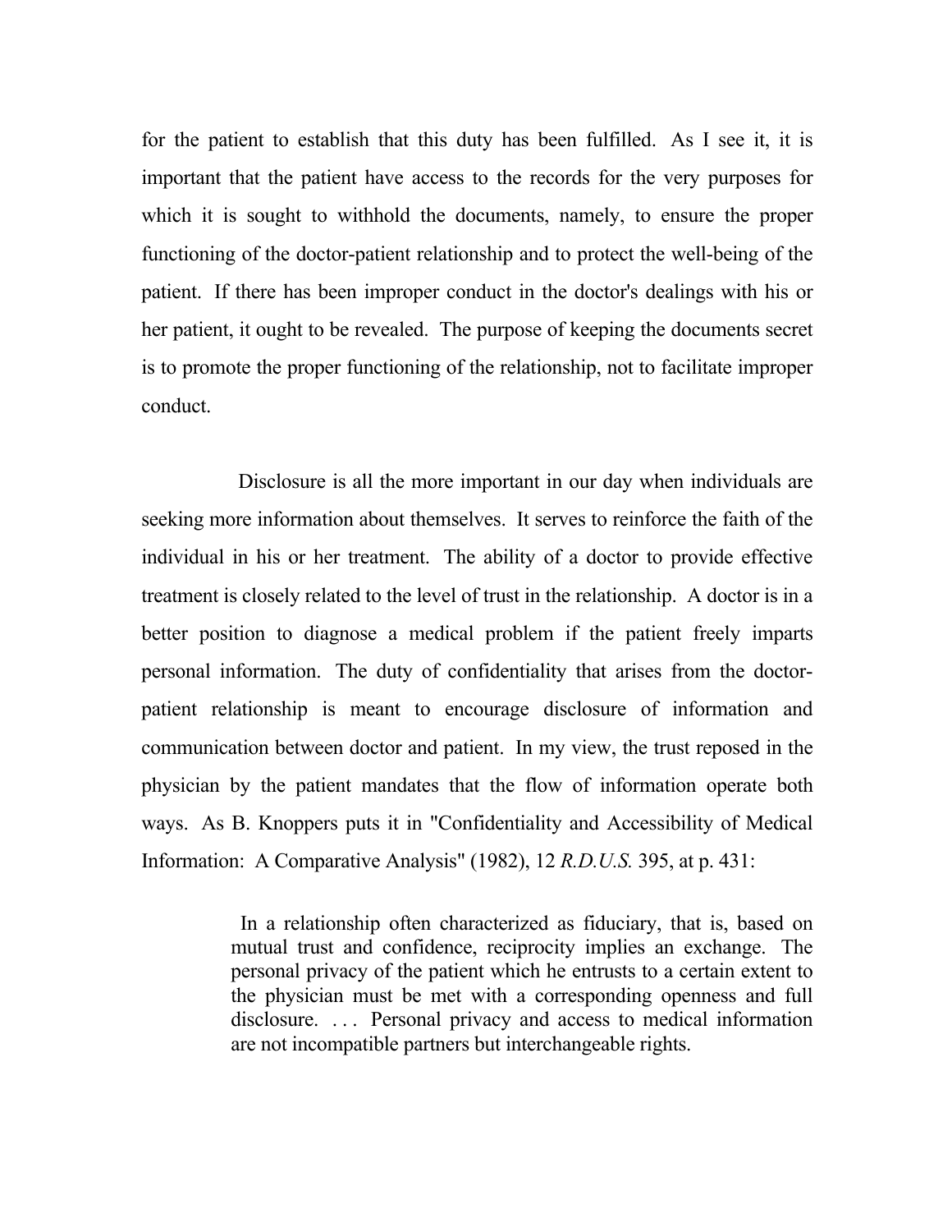for the patient to establish that this duty has been fulfilled. As I see it, it is important that the patient have access to the records for the very purposes for which it is sought to withhold the documents, namely, to ensure the proper functioning of the doctor-patient relationship and to protect the well-being of the patient. If there has been improper conduct in the doctor's dealings with his or her patient, it ought to be revealed. The purpose of keeping the documents secret is to promote the proper functioning of the relationship, not to facilitate improper conduct.

Disclosure is all the more important in our day when individuals are seeking more information about themselves. It serves to reinforce the faith of the individual in his or her treatment. The ability of a doctor to provide effective treatment is closely related to the level of trust in the relationship. A doctor is in a better position to diagnose a medical problem if the patient freely imparts personal information. The duty of confidentiality that arises from the doctor-patient relationship is meant to encourage disclosure of information and communication between doctor and patient. In my view, the trust reposed in the physician by the patient mandates that the flow of information operate both ways. As B. Knoppers puts it in "Confidentiality and Accessibility of Medical Information: A Comparative Analysis" (1982), 12 *R.D.U.S.* 395, at p. 431:

> In a relationship often characterized as fiduciary, that is, based on mutual trust and confidence, reciprocity implies an exchange. The personal privacy of the patient which he entrusts to a certain extent to the physician must be met with a corresponding openness and full disclosure. . . . Personal privacy and access to medical information are not incompatible partners but interchangeable rights.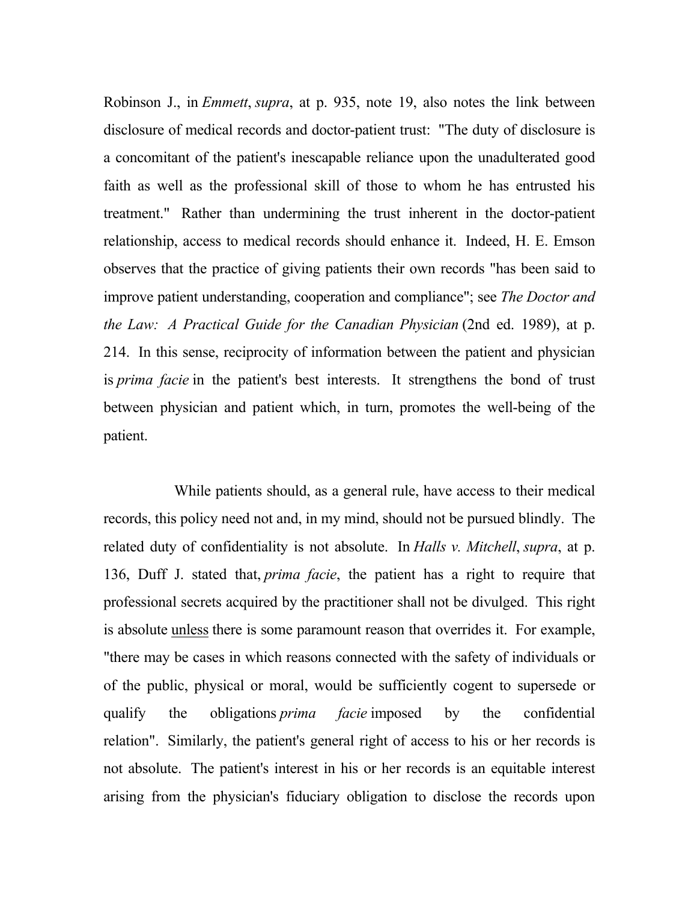Robinson J., in *Emmett*, *supra*, at p. 935, note 19, also notes the link between disclosure of medical records and doctor-patient trust: "The duty of disclosure is a concomitant of the patient's inescapable reliance upon the unadulterated good faith as well as the professional skill of those to whom he has entrusted his treatment." Rather than undermining the trust inherent in the doctor-patient relationship, access to medical records should enhance it. Indeed, H. E. Emson observes that the practice of giving patients their own records "has been said to improve patient understanding, cooperation and compliance"; see *The Doctor and the Law: A Practical Guide for the Canadian Physician* (2nd ed. 1989), at p. 214. In this sense, reciprocity of information between the patient and physician is *prima facie* in the patient's best interests. It strengthens the bond of trust between physician and patient which, in turn, promotes the well-being of the patient.

While patients should, as a general rule, have access to their medical records, this policy need not and, in my mind, should not be pursued blindly. The related duty of confidentiality is not absolute. In *Halls v. Mitchell*, *supra*, at p. 136, Duff J. stated that, *prima facie*, the patient has a right to require that professional secrets acquired by the practitioner shall not be divulged. This right is absolute <u>unless</u> there is some paramount reason that overrides it. For example, "there may be cases in which reasons connected with the safety of individuals or of the public, physical or moral, would be sufficiently cogent to supersede or qualify the obligations *prima facie* imposed by the confidential relation". Similarly, the patient's general right of access to his or her records is not absolute. The patient's interest in his or her records is an equitable interest arising from the physician's fiduciary obligation to disclose the records upon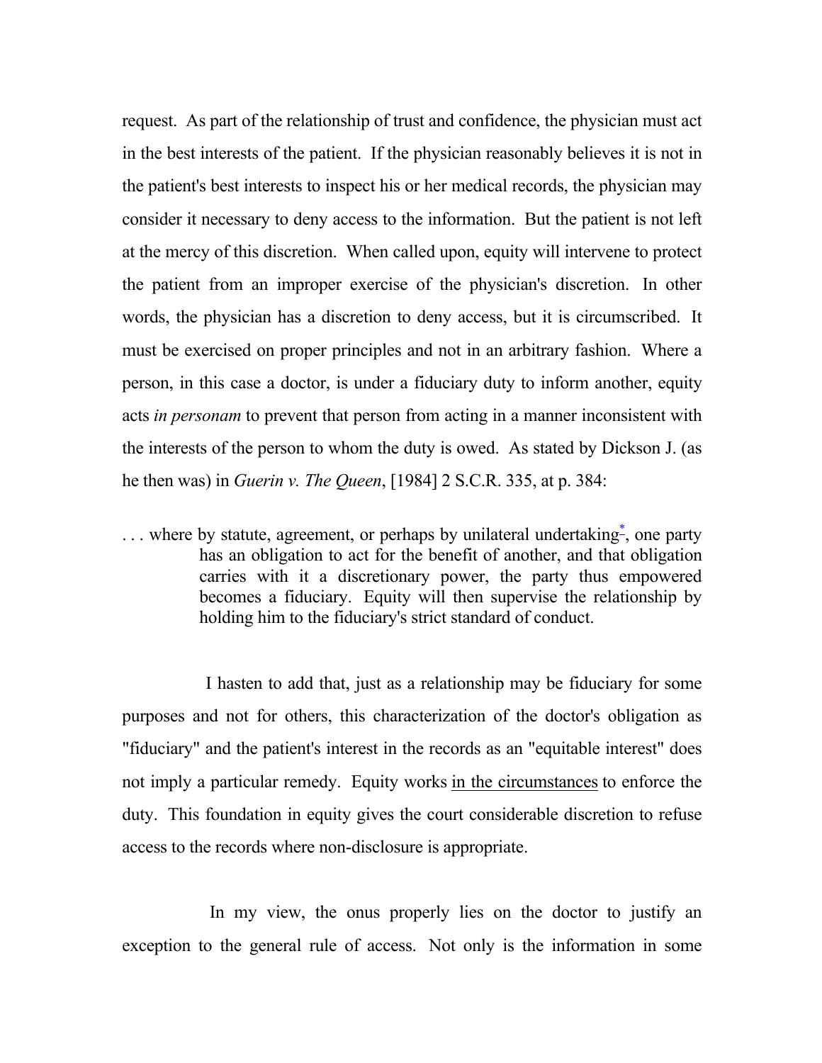request. As part of the relationship of trust and confidence, the physician must act in the best interests of the patient. If the physician reasonably believes it is not in the patient's best interests to inspect his or her medical records, the physician may consider it necessary to deny access to the information. But the patient is not left at the mercy of this discretion. When called upon, equity will intervene to protect the patient from an improper exercise of the physician's discretion. In other words, the physician has a discretion to deny access, but it is circumscribed. It must be exercised on proper principles and not in an arbitrary fashion. Where a person, in this case a doctor, is under a fiduciary duty to inform another, equity acts *in personam* to prevent that person from acting in a manner inconsistent with the interests of the person to whom the duty is owed. As stated by Dickson J. (as he then was) in *Guerin v. The Queen*, [1984] 2 S.C.R. 335, at p. 384:

> . . . where by statute, agreement, or perhaps by unilateral undertaking[*], one party has an obligation to act for the benefit of another, and that obligation carries with it a discretionary power, the party thus empowered becomes a fiduciary. Equity will then supervise the relationship by holding him to the fiduciary's strict standard of conduct.

I hasten to add that, just as a relationship may be fiduciary for some purposes and not for others, this characterization of the doctor's obligation as "fiduciary" and the patient's interest in the records as an "equitable interest" does not imply a particular remedy. Equity works <u>in the circumstances</u> to enforce the duty. This foundation in equity gives the court considerable discretion to refuse access to the records where non-disclosure is appropriate.

In my view, the onus properly lies on the doctor to justify an exception to the general rule of access. Not only is the information in some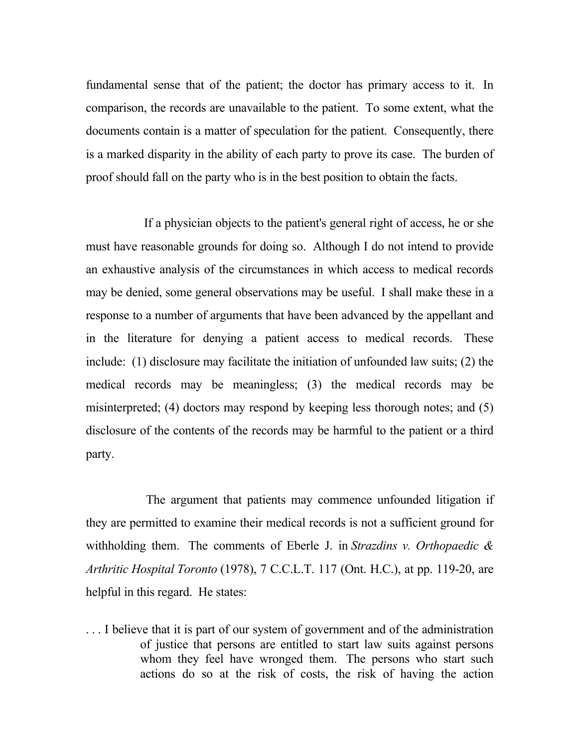fundamental sense that of the patient; the doctor has primary access to it. In comparison, the records are unavailable to the patient. To some extent, what the documents contain is a matter of speculation for the patient. Consequently, there is a marked disparity in the ability of each party to prove its case. The burden of proof should fall on the party who is in the best position to obtain the facts.

If a physician objects to the patient's general right of access, he or she must have reasonable grounds for doing so. Although I do not intend to provide an exhaustive analysis of the circumstances in which access to medical records may be denied, some general observations may be useful. I shall make these in a response to a number of arguments that have been advanced by the appellant and in the literature for denying a patient access to medical records. These include: (1) disclosure may facilitate the initiation of unfounded law suits; (2) the medical records may be meaningless; (3) the medical records may be misinterpreted; (4) doctors may respond by keeping less thorough notes; and (5) disclosure of the contents of the records may be harmful to the patient or a third party.

The argument that patients may commence unfounded litigation if they are permitted to examine their medical records is not a sufficient ground for withholding them. The comments of Eberle J. in *Strazdins v. Orthopaedic & Arthritic Hospital Toronto* (1978), 7 C.C.L.T. 117 (Ont. H.C.), at pp. 119-20, are helpful in this regard. He states:

> . . . I believe that it is part of our system of government and of the administration of justice that persons are entitled to start law suits against persons whom they feel have wronged them. The persons who start such actions do so at the risk of costs, the risk of having the action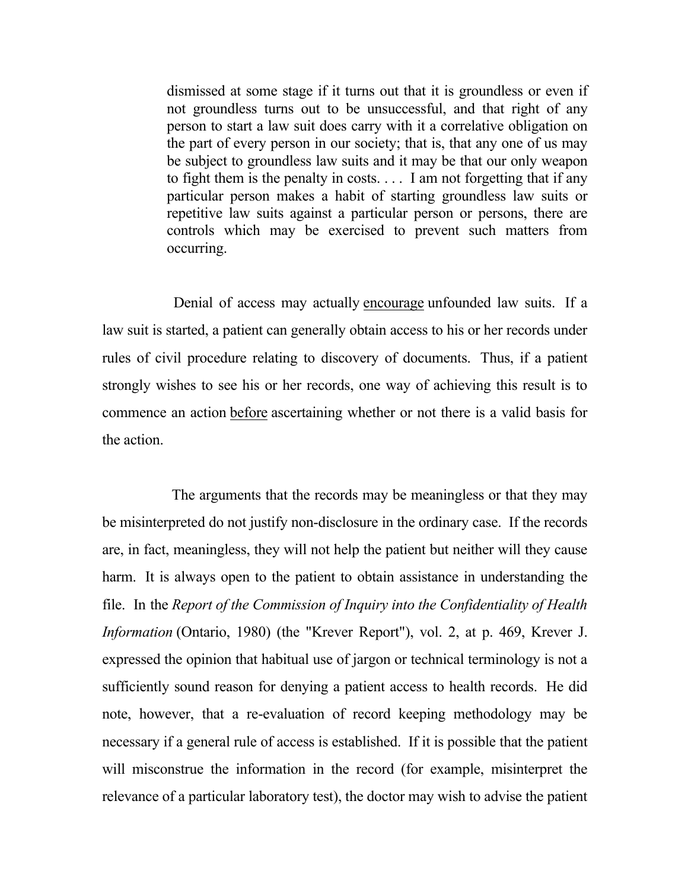> dismissed at some stage if it turns out that it is groundless or even if not groundless turns out to be unsuccessful, and that right of any person to start a law suit does carry with it a correlative obligation on the part of every person in our society; that is, that any one of us may be subject to groundless law suits and it may be that our only weapon to fight them is the penalty in costs. . . . I am not forgetting that if any particular person makes a habit of starting groundless law suits or repetitive law suits against a particular person or persons, there are controls which may be exercised to prevent such matters from occurring.

Denial of access may actually <u>encourage</u> unfounded law suits. If a law suit is started, a patient can generally obtain access to his or her records under rules of civil procedure relating to discovery of documents. Thus, if a patient strongly wishes to see his or her records, one way of achieving this result is to commence an action <u>before</u> ascertaining whether or not there is a valid basis for the action.

The arguments that the records may be meaningless or that they may be misinterpreted do not justify non-disclosure in the ordinary case. If the records are, in fact, meaningless, they will not help the patient but neither will they cause harm. It is always open to the patient to obtain assistance in understanding the file. In the *Report of the Commission of Inquiry into the Confidentiality of Health Information* (Ontario, 1980) (the "Krever Report"), vol. 2, at p. 469, Krever J. expressed the opinion that habitual use of jargon or technical terminology is not a sufficiently sound reason for denying a patient access to health records. He did note, however, that a re-evaluation of record keeping methodology may be necessary if a general rule of access is established. If it is possible that the patient will misconstrue the information in the record (for example, misinterpret the relevance of a particular laboratory test), the doctor may wish to advise the patient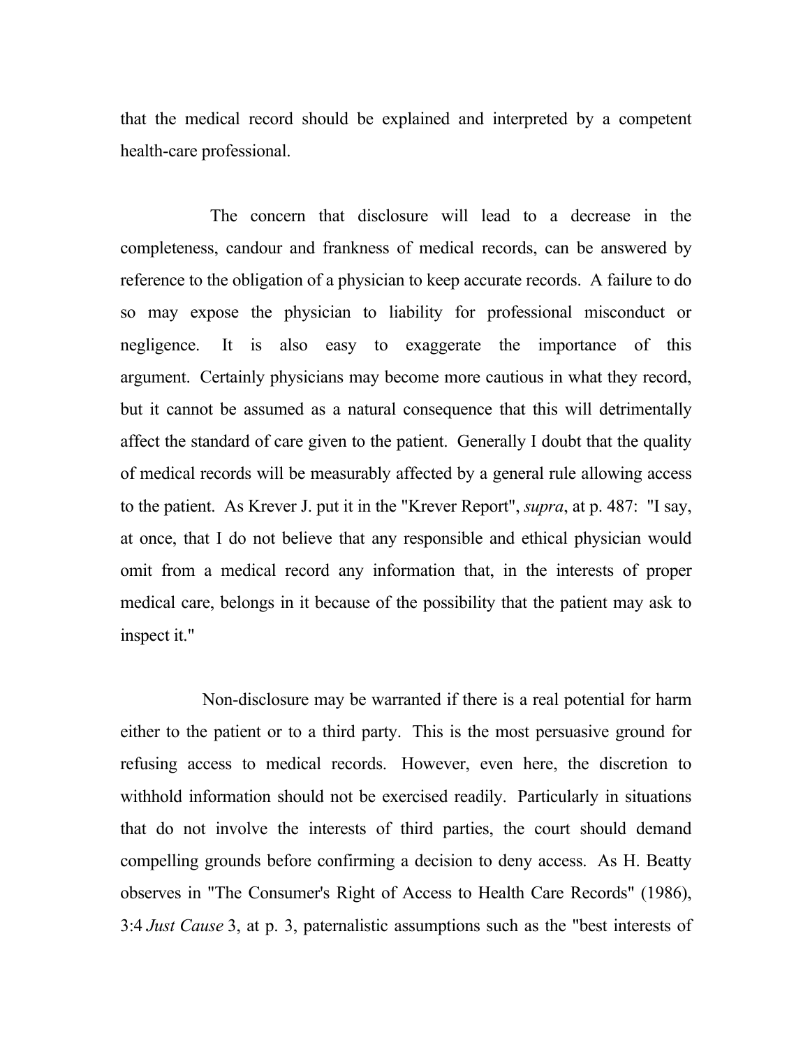that the medical record should be explained and interpreted by a competent health-care professional.

The concern that disclosure will lead to a decrease in the completeness, candour and frankness of medical records, can be answered by reference to the obligation of a physician to keep accurate records. A failure to do so may expose the physician to liability for professional misconduct or negligence. It is also easy to exaggerate the importance of this argument. Certainly physicians may become more cautious in what they record, but it cannot be assumed as a natural consequence that this will detrimentally affect the standard of care given to the patient. Generally I doubt that the quality of medical records will be measurably affected by a general rule allowing access to the patient. As Krever J. put it in the "Krever Report", *supra*, at p. 487: "I say, at once, that I do not believe that any responsible and ethical physician would omit from a medical record any information that, in the interests of proper medical care, belongs in it because of the possibility that the patient may ask to inspect it."

Non-disclosure may be warranted if there is a real potential for harm either to the patient or to a third party. This is the most persuasive ground for refusing access to medical records. However, even here, the discretion to withhold information should not be exercised readily. Particularly in situations that do not involve the interests of third parties, the court should demand compelling grounds before confirming a decision to deny access. As H. Beatty observes in "The Consumer's Right of Access to Health Care Records" (1986), 3:4 *Just Cause* 3, at p. 3, paternalistic assumptions such as the "best interests of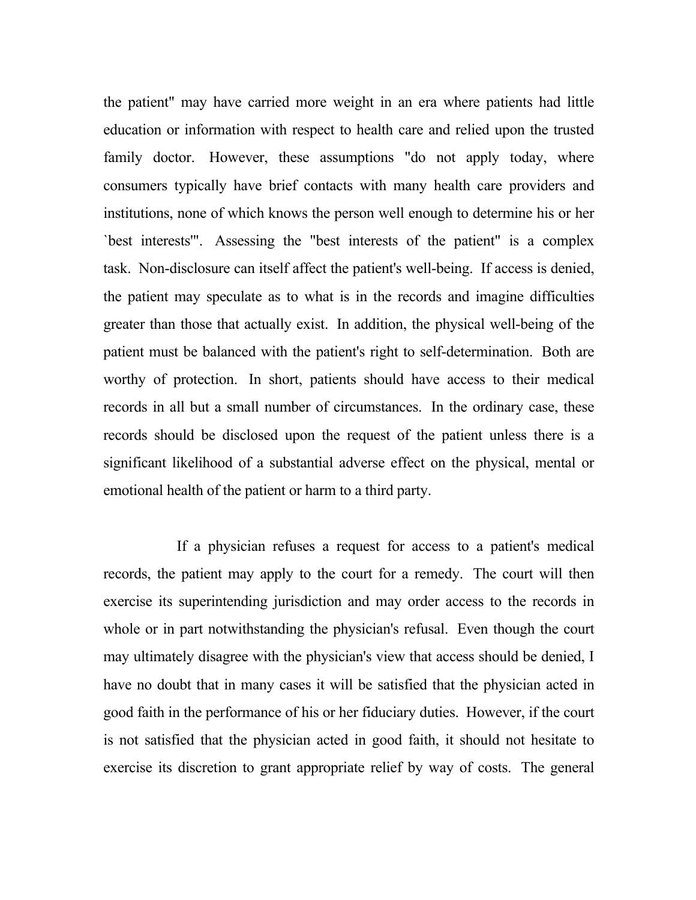the patient" may have carried more weight in an era where patients had little education or information with respect to health care and relied upon the trusted family doctor. However, these assumptions "do not apply today, where consumers typically have brief contacts with many health care providers and institutions, none of which knows the person well enough to determine his or her `best interests'". Assessing the "best interests of the patient" is a complex task. Non-disclosure can itself affect the patient's well-being. If access is denied, the patient may speculate as to what is in the records and imagine difficulties greater than those that actually exist. In addition, the physical well-being of the patient must be balanced with the patient's right to self-determination. Both are worthy of protection. In short, patients should have access to their medical records in all but a small number of circumstances. In the ordinary case, these records should be disclosed upon the request of the patient unless there is a significant likelihood of a substantial adverse effect on the physical, mental or emotional health of the patient or harm to a third party.

If a physician refuses a request for access to a patient's medical records, the patient may apply to the court for a remedy. The court will then exercise its superintending jurisdiction and may order access to the records in whole or in part notwithstanding the physician's refusal. Even though the court may ultimately disagree with the physician's view that access should be denied, I have no doubt that in many cases it will be satisfied that the physician acted in good faith in the performance of his or her fiduciary duties. However, if the court is not satisfied that the physician acted in good faith, it should not hesitate to exercise its discretion to grant appropriate relief by way of costs. The general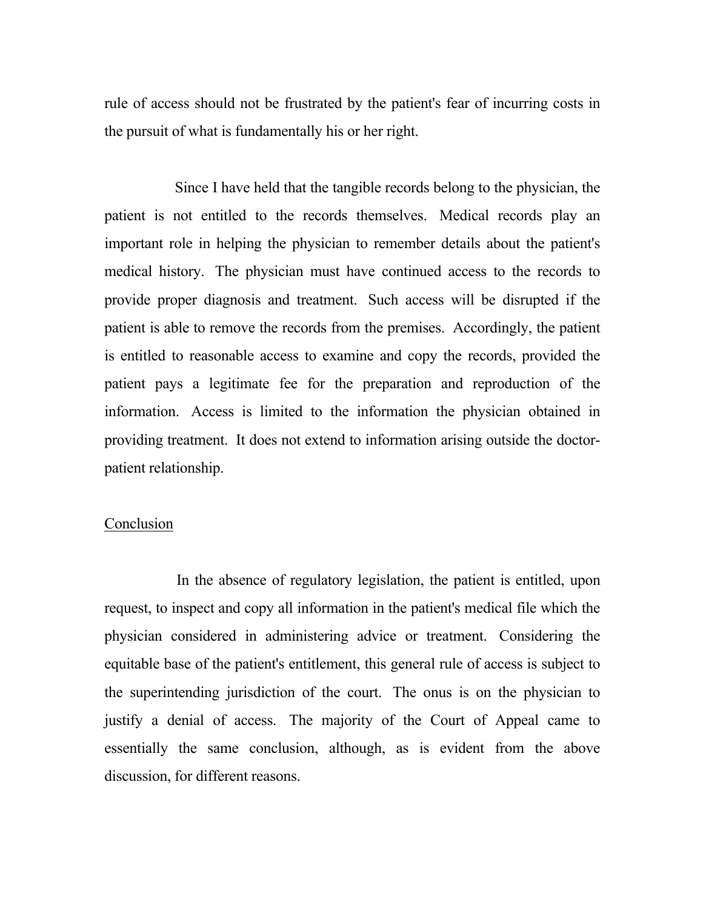rule of access should not be frustrated by the patient's fear of incurring costs in the pursuit of what is fundamentally his or her right.

Since I have held that the tangible records belong to the physician, the patient is not entitled to the records themselves. Medical records play an important role in helping the physician to remember details about the patient's medical history. The physician must have continued access to the records to provide proper diagnosis and treatment. Such access will be disrupted if the patient is able to remove the records from the premises. Accordingly, the patient is entitled to reasonable access to examine and copy the records, provided the patient pays a legitimate fee for the preparation and reproduction of the information. Access is limited to the information the physician obtained in providing treatment. It does not extend to information arising outside the doctor-patient relationship.

<u>Conclusion</u>

In the absence of regulatory legislation, the patient is entitled, upon request, to inspect and copy all information in the patient's medical file which the physician considered in administering advice or treatment. Considering the equitable base of the patient's entitlement, this general rule of access is subject to the superintending jurisdiction of the court. The onus is on the physician to justify a denial of access. The majority of the Court of Appeal came to essentially the same conclusion, although, as is evident from the above discussion, for different reasons.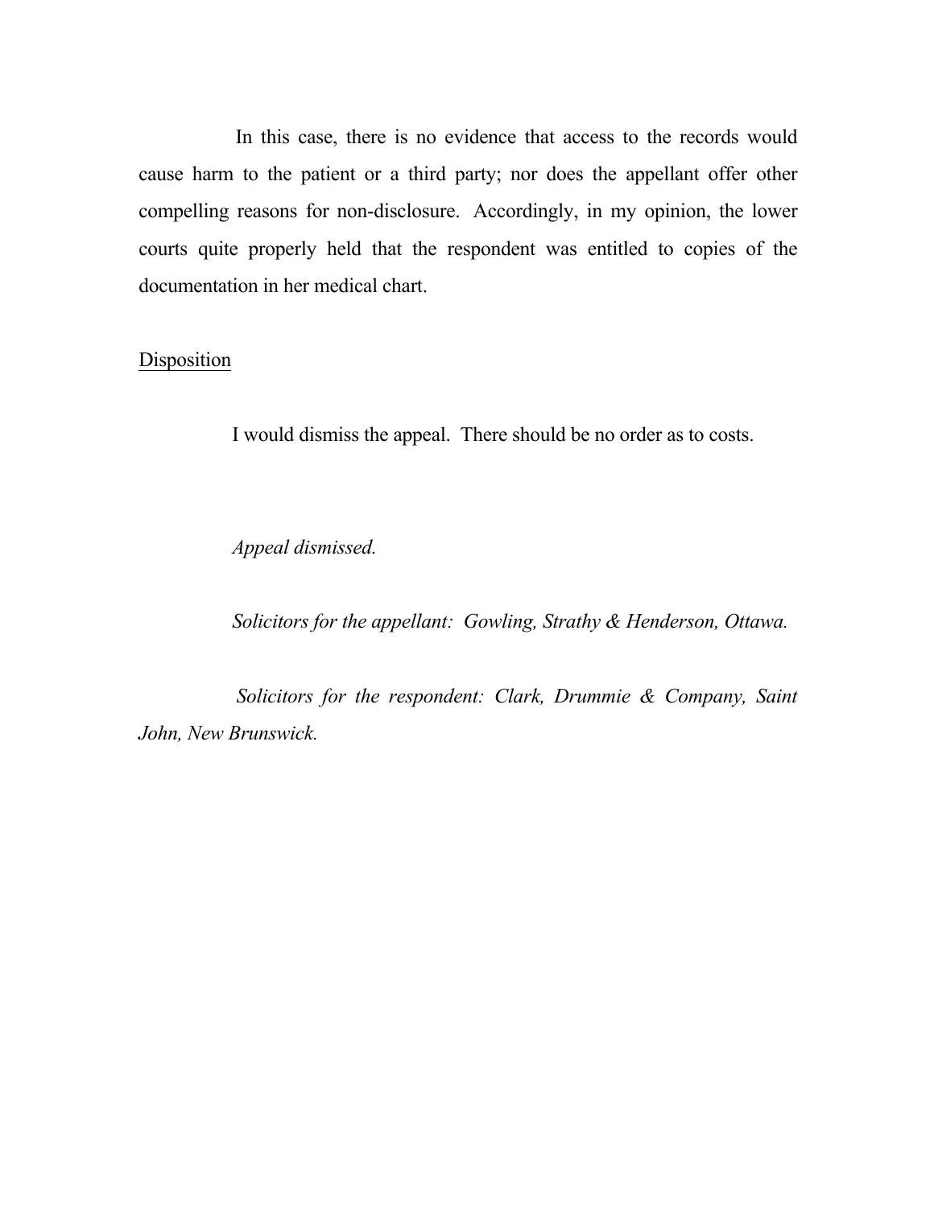In this case, there is no evidence that access to the records would cause harm to the patient or a third party; nor does the appellant offer other compelling reasons for non-disclosure. Accordingly, in my opinion, the lower courts quite properly held that the respondent was entitled to copies of the documentation in her medical chart.

Disposition

I would dismiss the appeal. There should be no order as to costs.

*Appeal dismissed.*

*Solicitors for the appellant: Gowling, Strathy & Henderson, Ottawa.*

*Solicitors for the respondent: Clark, Drummie & Company, Saint John, New Brunswick.*